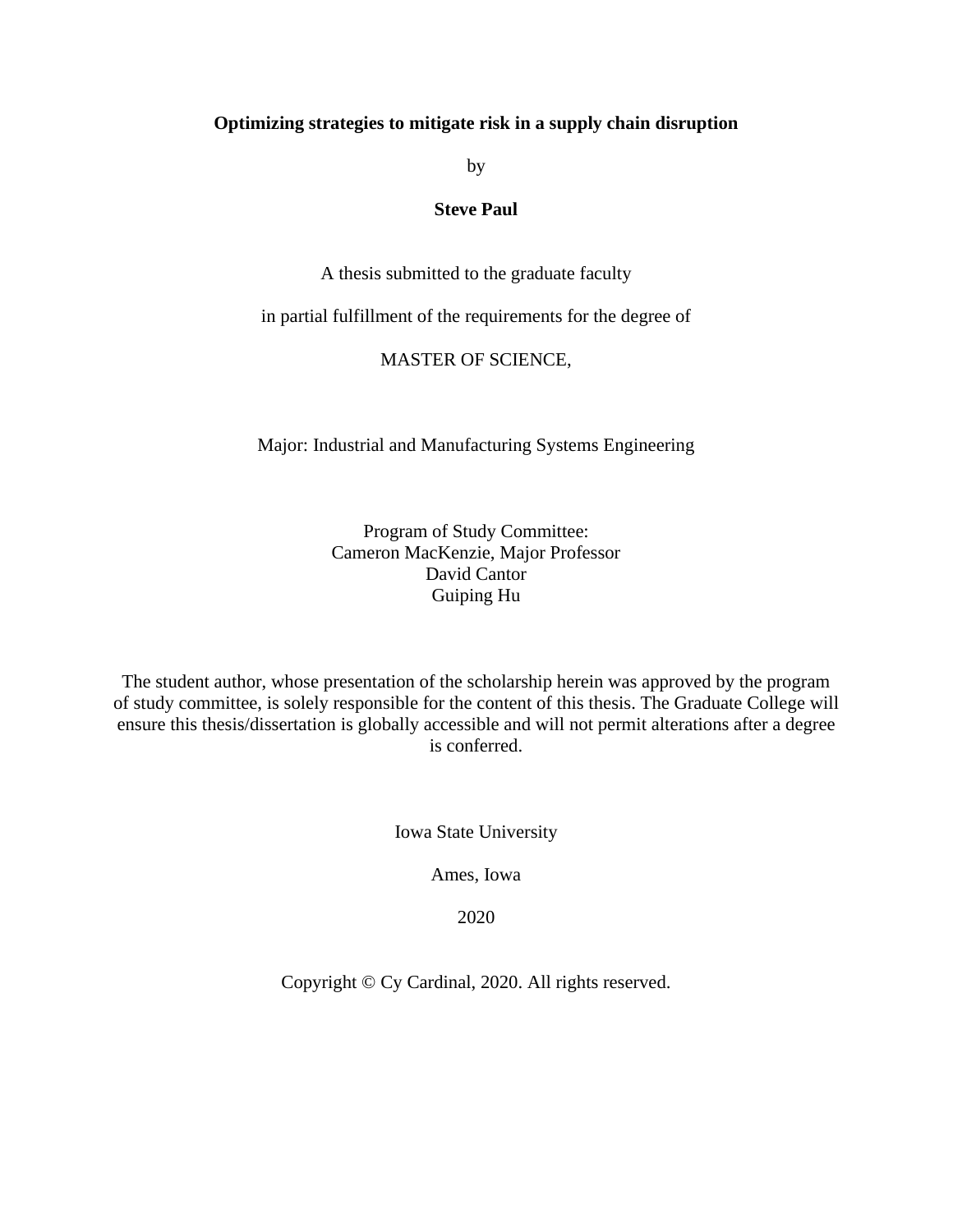**Optimizing strategies to mitigate risk in a supply chain disruption**

by

**Steve Paul**

A thesis submitted to the graduate faculty

in partial fulfillment of the requirements for the degree of

MASTER OF SCIENCE,

Major: Industrial and Manufacturing Systems Engineering

Program of Study Committee:
Cameron MacKenzie, Major Professor
David Cantor
Guiping Hu

The student author, whose presentation of the scholarship herein was approved by the program of study committee, is solely responsible for the content of this thesis. The Graduate College will ensure this thesis/dissertation is globally accessible and will not permit alterations after a degree is conferred.

Iowa State University

Ames, Iowa

2020

Copyright © Cy Cardinal, 2020. All rights reserved.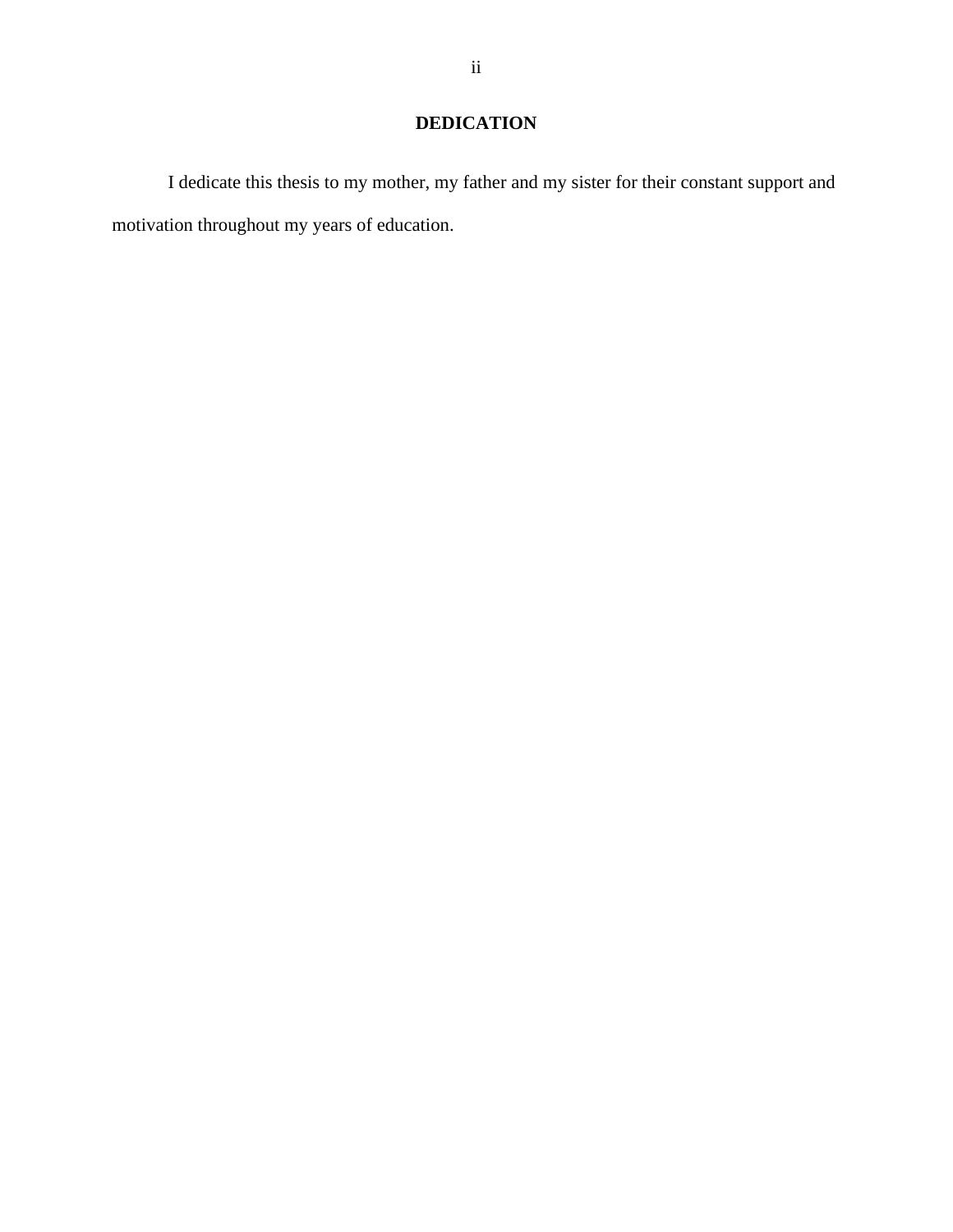# DEDICATION

I dedicate this thesis to my mother, my father and my sister for their constant support and motivation throughout my years of education.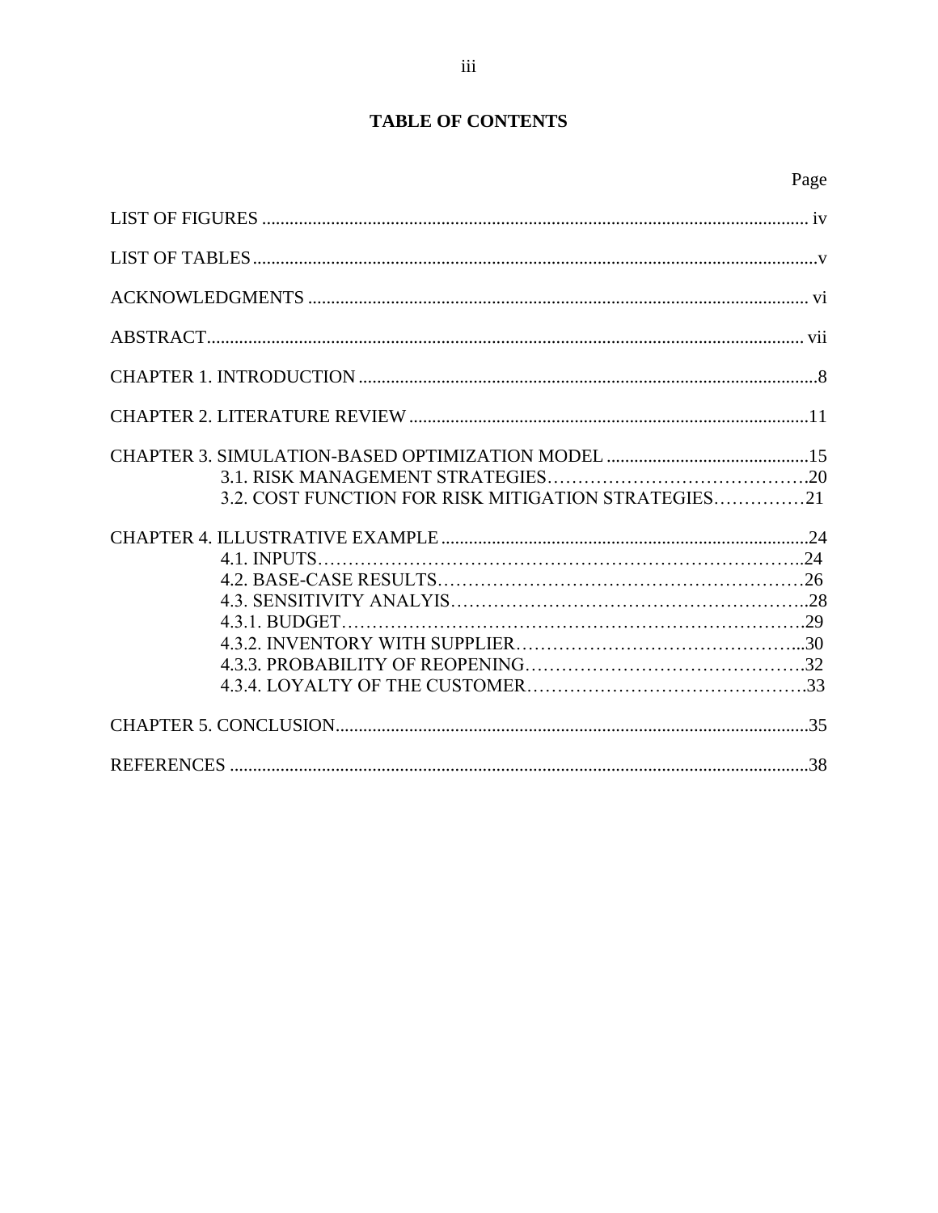# TABLE OF CONTENTS

Page

LIST OF FIGURES ........................................................................................................................ iv

LIST OF TABLES ............................................................................................................................v

ACKNOWLEDGMENTS ............................................................................................................. vi

ABSTRACT .................................................................................................................................. vii

CHAPTER 1. INTRODUCTION .....................................................................................................8

CHAPTER 2. LITERATURE REVIEW .......................................................................................11

CHAPTER 3. SIMULATION-BASED OPTIMIZATION MODEL ............................................15

- 3.1. RISK MANAGEMENT STRATEGIES…………………………………….20
- 3.2. COST FUNCTION FOR RISK MITIGATION STRATEGIES……………21

CHAPTER 4. ILLUSTRATIVE EXAMPLE ................................................................................24

- 4.1. INPUTS…………………………………………………………………..24
- 4.2. BASE-CASE RESULTS……………………….…………………….……26
- 4.3. SENSITIVITY ANALYIS………………………………………………..28
- 4.3.1. BUDGET…………………………………………………………….29
- 4.3.2. INVENTORY WITH SUPPLIER………………………………………...30
- 4.3.3. PROBABILITY OF REOPENING……………………………………..32
- 4.3.4. LOYALTY OF THE CUSTOMER……………………………………….33

CHAPTER 5. CONCLUSION .......................................................................................................35

REFERENCES ..............................................................................................................................38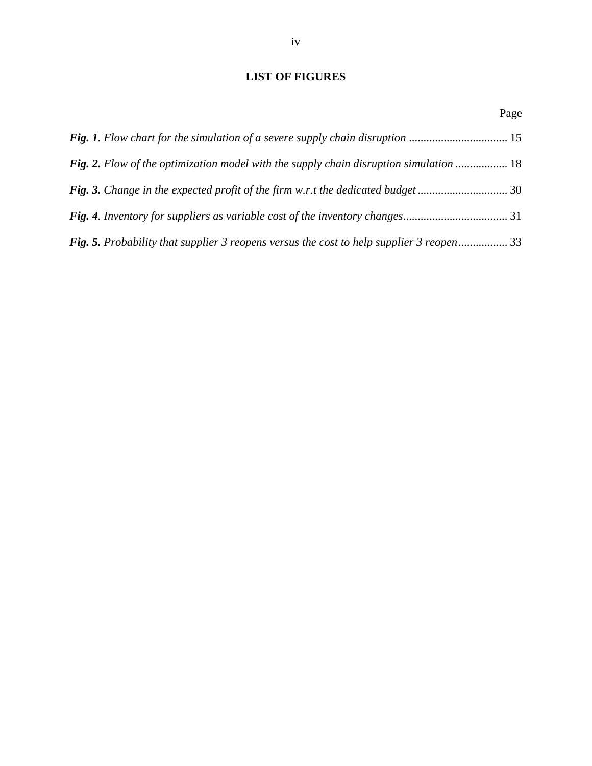## LIST OF FIGURES

Page

***Fig. 1***. *Flow chart for the simulation of a severe supply chain disruption* .................................. 15

***Fig. 2.*** *Flow of the optimization model with the supply chain disruption simulation* .................. 18

***Fig. 3.*** *Change in the expected profit of the firm w.r.t the dedicated budget* ............................... 30

***Fig. 4***. *Inventory for suppliers as variable cost of the inventory changes*.................................... 31

***Fig. 5.*** *Probability that supplier 3 reopens versus the cost to help supplier 3 reopen*................. 33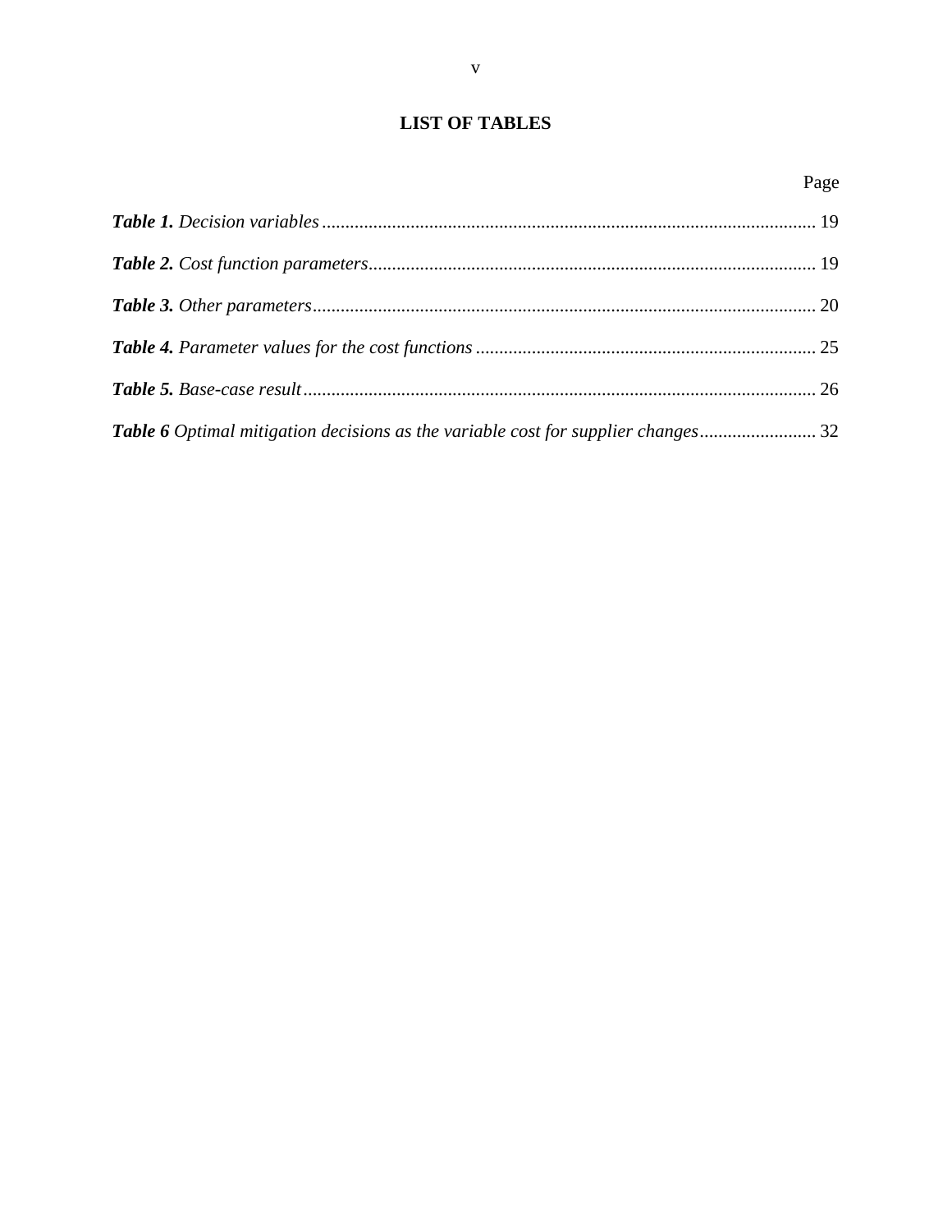# LIST OF TABLES

Page

***Table 1.*** *Decision variables* ........................................................................................................ 19

***Table 2.*** *Cost function parameters* ................................................................................................ 19

***Table 3.*** *Other parameters* ............................................................................................................ 20

***Table 4.*** *Parameter values for the cost functions* ......................................................................... 25

***Table 5.*** *Base-case result* ............................................................................................................. 26

***Table 6*** *Optimal mitigation decisions as the variable cost for supplier changes* ......................... 32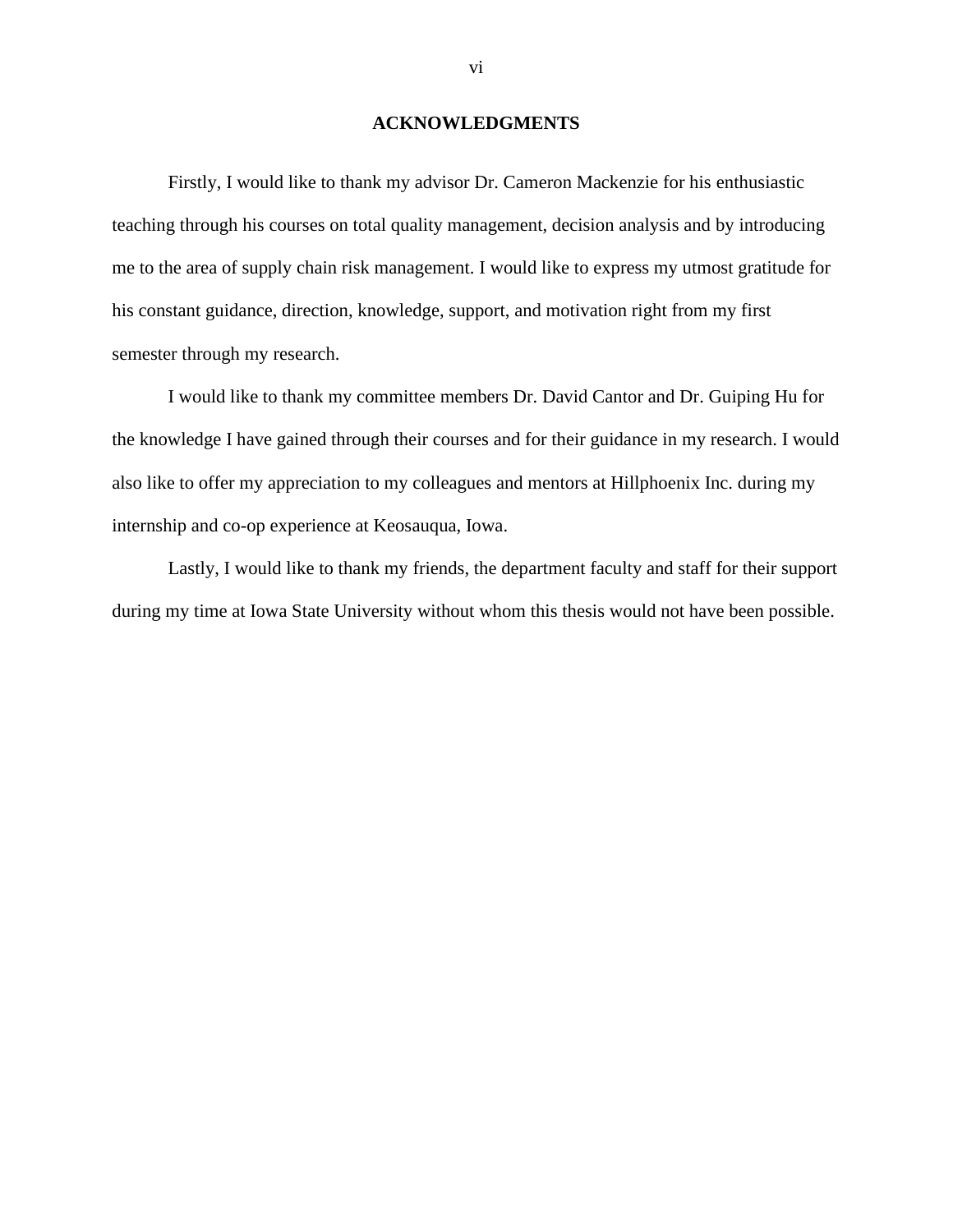# ACKNOWLEDGMENTS

Firstly, I would like to thank my advisor Dr. Cameron Mackenzie for his enthusiastic teaching through his courses on total quality management, decision analysis and by introducing me to the area of supply chain risk management. I would like to express my utmost gratitude for his constant guidance, direction, knowledge, support, and motivation right from my first semester through my research.

I would like to thank my committee members Dr. David Cantor and Dr. Guiping Hu for the knowledge I have gained through their courses and for their guidance in my research. I would also like to offer my appreciation to my colleagues and mentors at Hillphoenix Inc. during my internship and co-op experience at Keosauqua, Iowa.

Lastly, I would like to thank my friends, the department faculty and staff for their support during my time at Iowa State University without whom this thesis would not have been possible.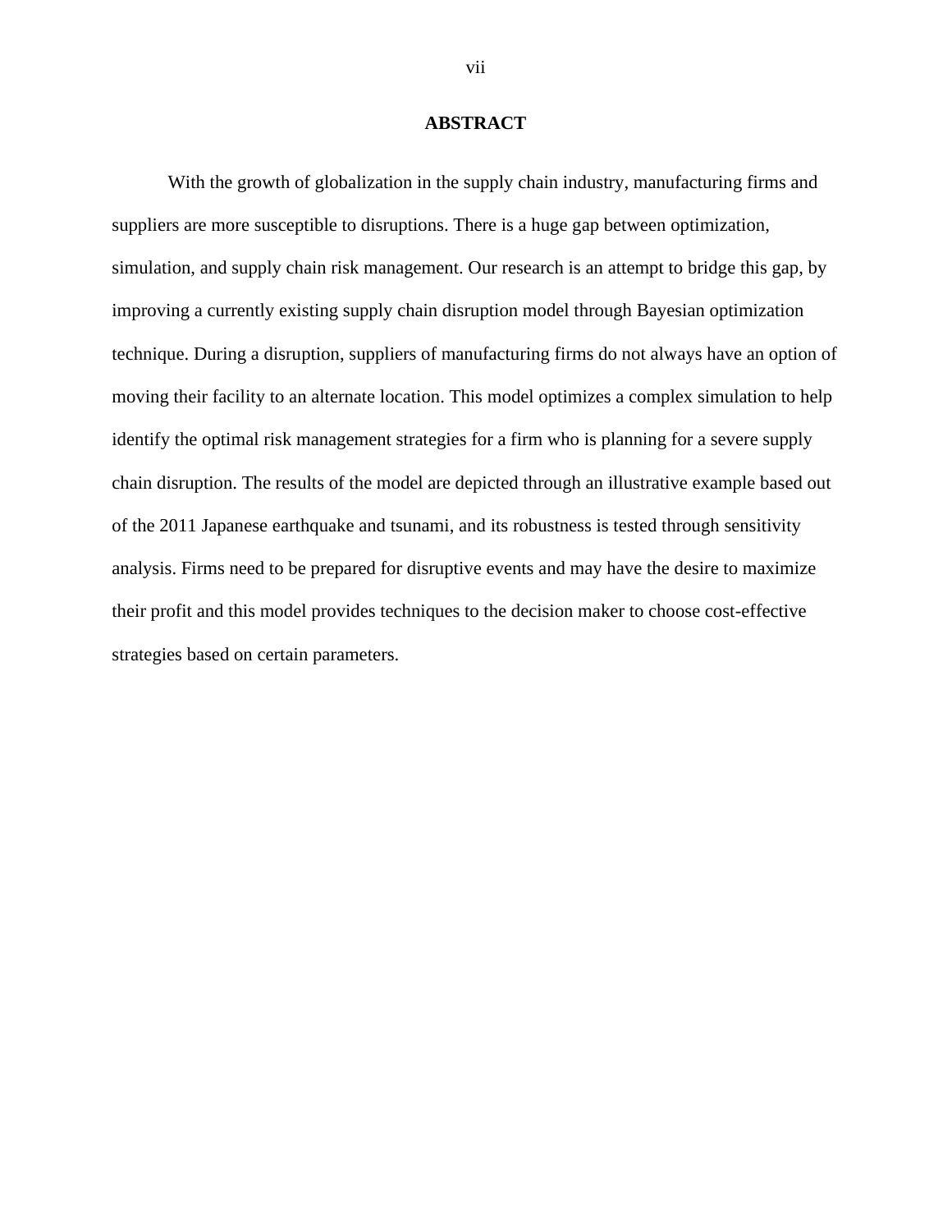## ABSTRACT

With the growth of globalization in the supply chain industry, manufacturing firms and suppliers are more susceptible to disruptions. There is a huge gap between optimization, simulation, and supply chain risk management. Our research is an attempt to bridge this gap, by improving a currently existing supply chain disruption model through Bayesian optimization technique. During a disruption, suppliers of manufacturing firms do not always have an option of moving their facility to an alternate location. This model optimizes a complex simulation to help identify the optimal risk management strategies for a firm who is planning for a severe supply chain disruption. The results of the model are depicted through an illustrative example based out of the 2011 Japanese earthquake and tsunami, and its robustness is tested through sensitivity analysis. Firms need to be prepared for disruptive events and may have the desire to maximize their profit and this model provides techniques to the decision maker to choose cost-effective strategies based on certain parameters.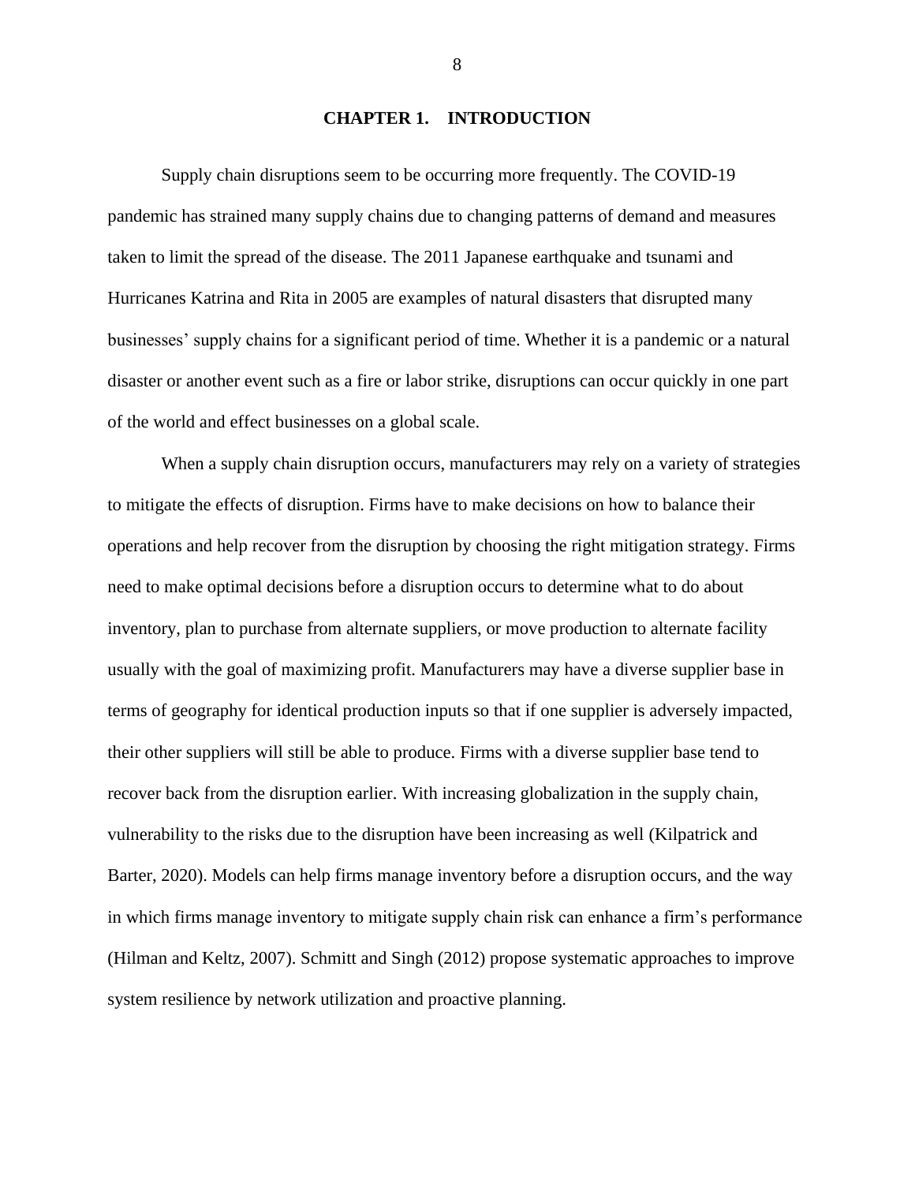# CHAPTER 1. INTRODUCTION

Supply chain disruptions seem to be occurring more frequently. The COVID-19 pandemic has strained many supply chains due to changing patterns of demand and measures taken to limit the spread of the disease. The 2011 Japanese earthquake and tsunami and Hurricanes Katrina and Rita in 2005 are examples of natural disasters that disrupted many businesses' supply chains for a significant period of time. Whether it is a pandemic or a natural disaster or another event such as a fire or labor strike, disruptions can occur quickly in one part of the world and effect businesses on a global scale.

When a supply chain disruption occurs, manufacturers may rely on a variety of strategies to mitigate the effects of disruption. Firms have to make decisions on how to balance their operations and help recover from the disruption by choosing the right mitigation strategy. Firms need to make optimal decisions before a disruption occurs to determine what to do about inventory, plan to purchase from alternate suppliers, or move production to alternate facility usually with the goal of maximizing profit. Manufacturers may have a diverse supplier base in terms of geography for identical production inputs so that if one supplier is adversely impacted, their other suppliers will still be able to produce. Firms with a diverse supplier base tend to recover back from the disruption earlier. With increasing globalization in the supply chain, vulnerability to the risks due to the disruption have been increasing as well (Kilpatrick and Barter, 2020). Models can help firms manage inventory before a disruption occurs, and the way in which firms manage inventory to mitigate supply chain risk can enhance a firm's performance (Hilman and Keltz, 2007). Schmitt and Singh (2012) propose systematic approaches to improve system resilience by network utilization and proactive planning.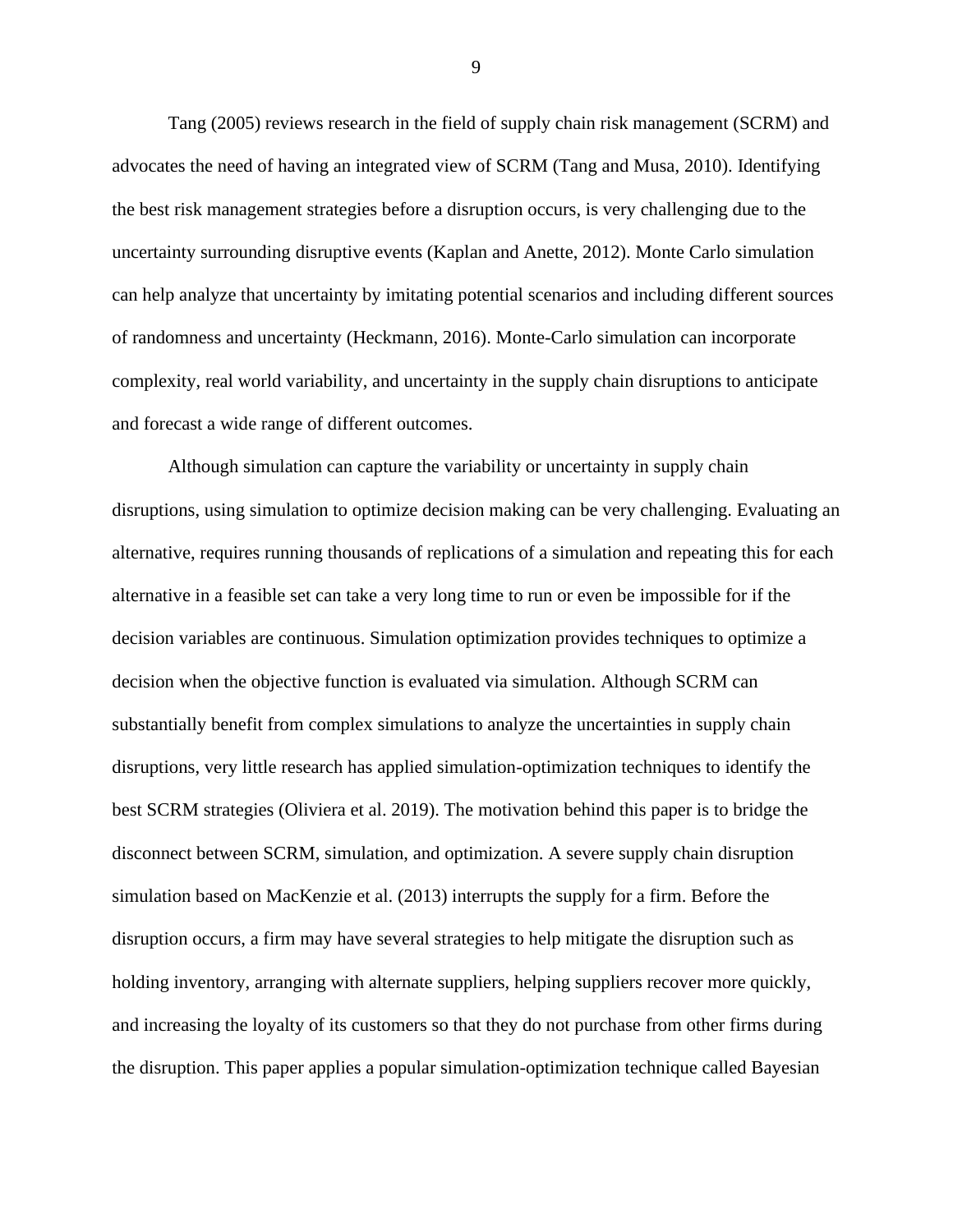Tang (2005) reviews research in the field of supply chain risk management (SCRM) and advocates the need of having an integrated view of SCRM (Tang and Musa, 2010). Identifying the best risk management strategies before a disruption occurs, is very challenging due to the uncertainty surrounding disruptive events (Kaplan and Anette, 2012). Monte Carlo simulation can help analyze that uncertainty by imitating potential scenarios and including different sources of randomness and uncertainty (Heckmann, 2016). Monte-Carlo simulation can incorporate complexity, real world variability, and uncertainty in the supply chain disruptions to anticipate and forecast a wide range of different outcomes.

Although simulation can capture the variability or uncertainty in supply chain disruptions, using simulation to optimize decision making can be very challenging. Evaluating an alternative, requires running thousands of replications of a simulation and repeating this for each alternative in a feasible set can take a very long time to run or even be impossible for if the decision variables are continuous. Simulation optimization provides techniques to optimize a decision when the objective function is evaluated via simulation. Although SCRM can substantially benefit from complex simulations to analyze the uncertainties in supply chain disruptions, very little research has applied simulation-optimization techniques to identify the best SCRM strategies (Oliviera et al. 2019). The motivation behind this paper is to bridge the disconnect between SCRM, simulation, and optimization. A severe supply chain disruption simulation based on MacKenzie et al. (2013) interrupts the supply for a firm. Before the disruption occurs, a firm may have several strategies to help mitigate the disruption such as holding inventory, arranging with alternate suppliers, helping suppliers recover more quickly, and increasing the loyalty of its customers so that they do not purchase from other firms during the disruption. This paper applies a popular simulation-optimization technique called Bayesian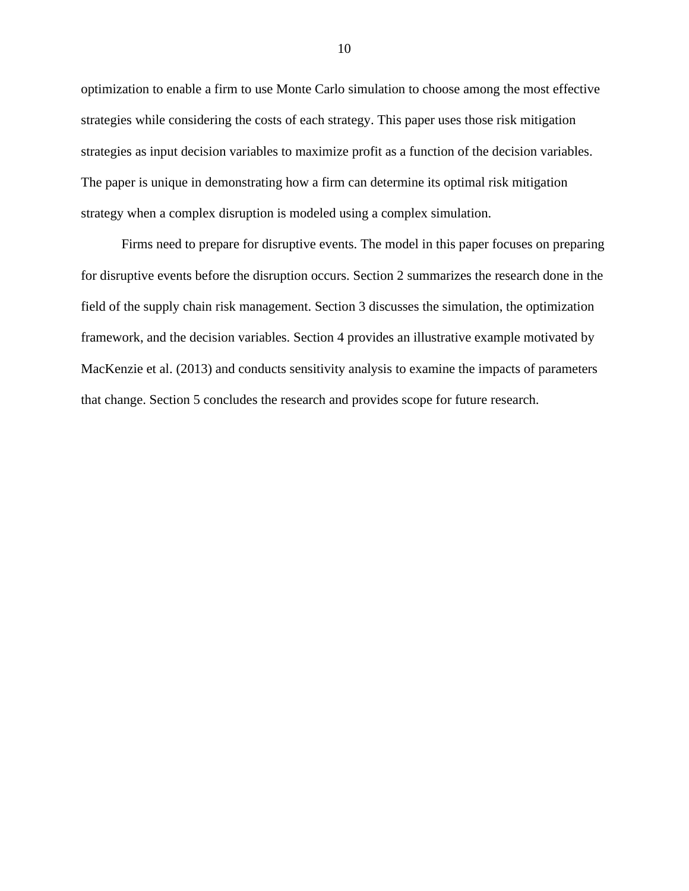optimization to enable a firm to use Monte Carlo simulation to choose among the most effective strategies while considering the costs of each strategy. This paper uses those risk mitigation strategies as input decision variables to maximize profit as a function of the decision variables. The paper is unique in demonstrating how a firm can determine its optimal risk mitigation strategy when a complex disruption is modeled using a complex simulation.

Firms need to prepare for disruptive events. The model in this paper focuses on preparing for disruptive events before the disruption occurs. Section 2 summarizes the research done in the field of the supply chain risk management. Section 3 discusses the simulation, the optimization framework, and the decision variables. Section 4 provides an illustrative example motivated by MacKenzie et al. (2013) and conducts sensitivity analysis to examine the impacts of parameters that change. Section 5 concludes the research and provides scope for future research.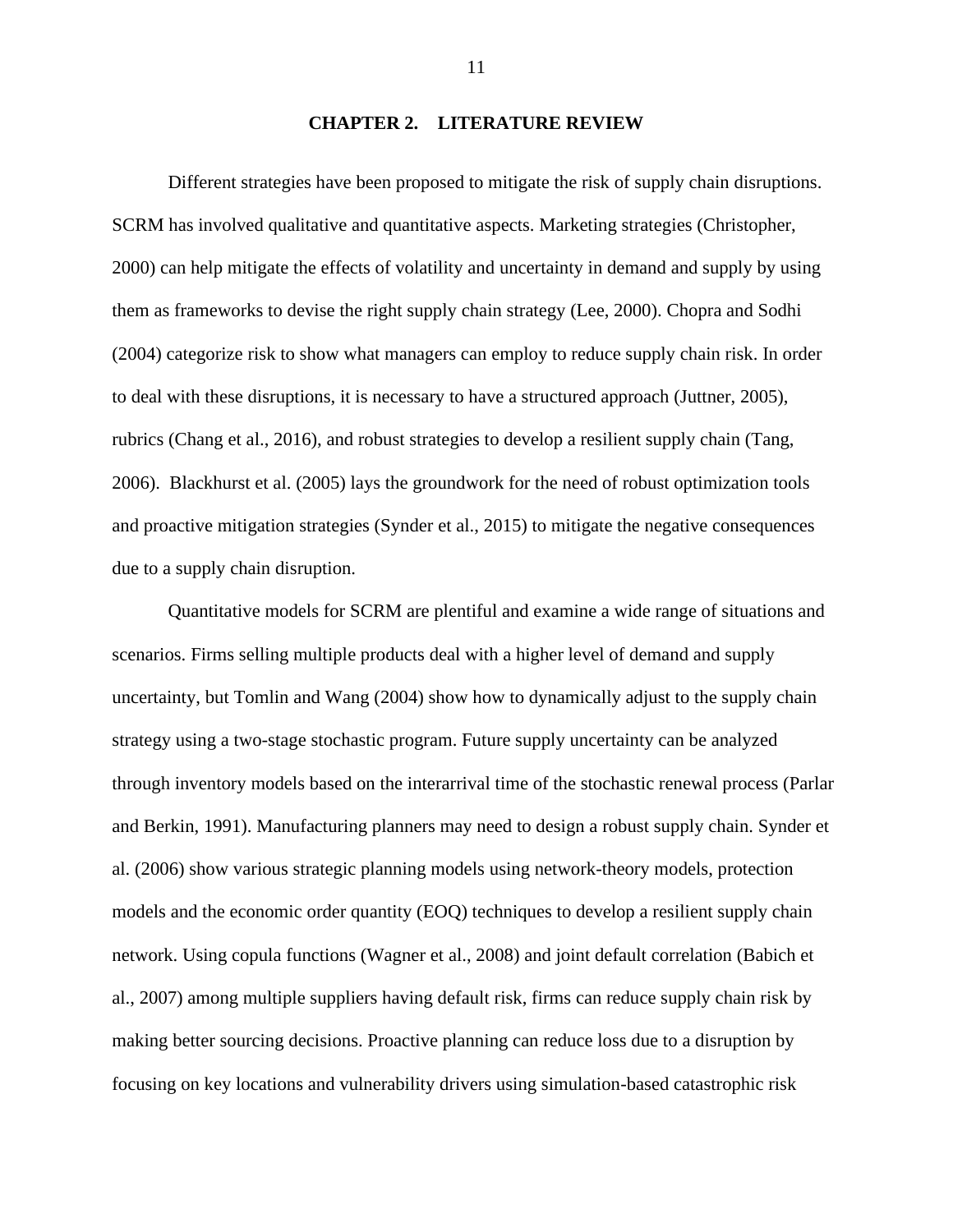# CHAPTER 2. LITERATURE REVIEW

Different strategies have been proposed to mitigate the risk of supply chain disruptions. SCRM has involved qualitative and quantitative aspects. Marketing strategies (Christopher, 2000) can help mitigate the effects of volatility and uncertainty in demand and supply by using them as frameworks to devise the right supply chain strategy (Lee, 2000). Chopra and Sodhi (2004) categorize risk to show what managers can employ to reduce supply chain risk. In order to deal with these disruptions, it is necessary to have a structured approach (Juttner, 2005), rubrics (Chang et al., 2016), and robust strategies to develop a resilient supply chain (Tang, 2006). Blackhurst et al. (2005) lays the groundwork for the need of robust optimization tools and proactive mitigation strategies (Synder et al., 2015) to mitigate the negative consequences due to a supply chain disruption.

Quantitative models for SCRM are plentiful and examine a wide range of situations and scenarios. Firms selling multiple products deal with a higher level of demand and supply uncertainty, but Tomlin and Wang (2004) show how to dynamically adjust to the supply chain strategy using a two-stage stochastic program. Future supply uncertainty can be analyzed through inventory models based on the interarrival time of the stochastic renewal process (Parlar and Berkin, 1991). Manufacturing planners may need to design a robust supply chain. Synder et al. (2006) show various strategic planning models using network-theory models, protection models and the economic order quantity (EOQ) techniques to develop a resilient supply chain network. Using copula functions (Wagner et al., 2008) and joint default correlation (Babich et al., 2007) among multiple suppliers having default risk, firms can reduce supply chain risk by making better sourcing decisions. Proactive planning can reduce loss due to a disruption by focusing on key locations and vulnerability drivers using simulation-based catastrophic risk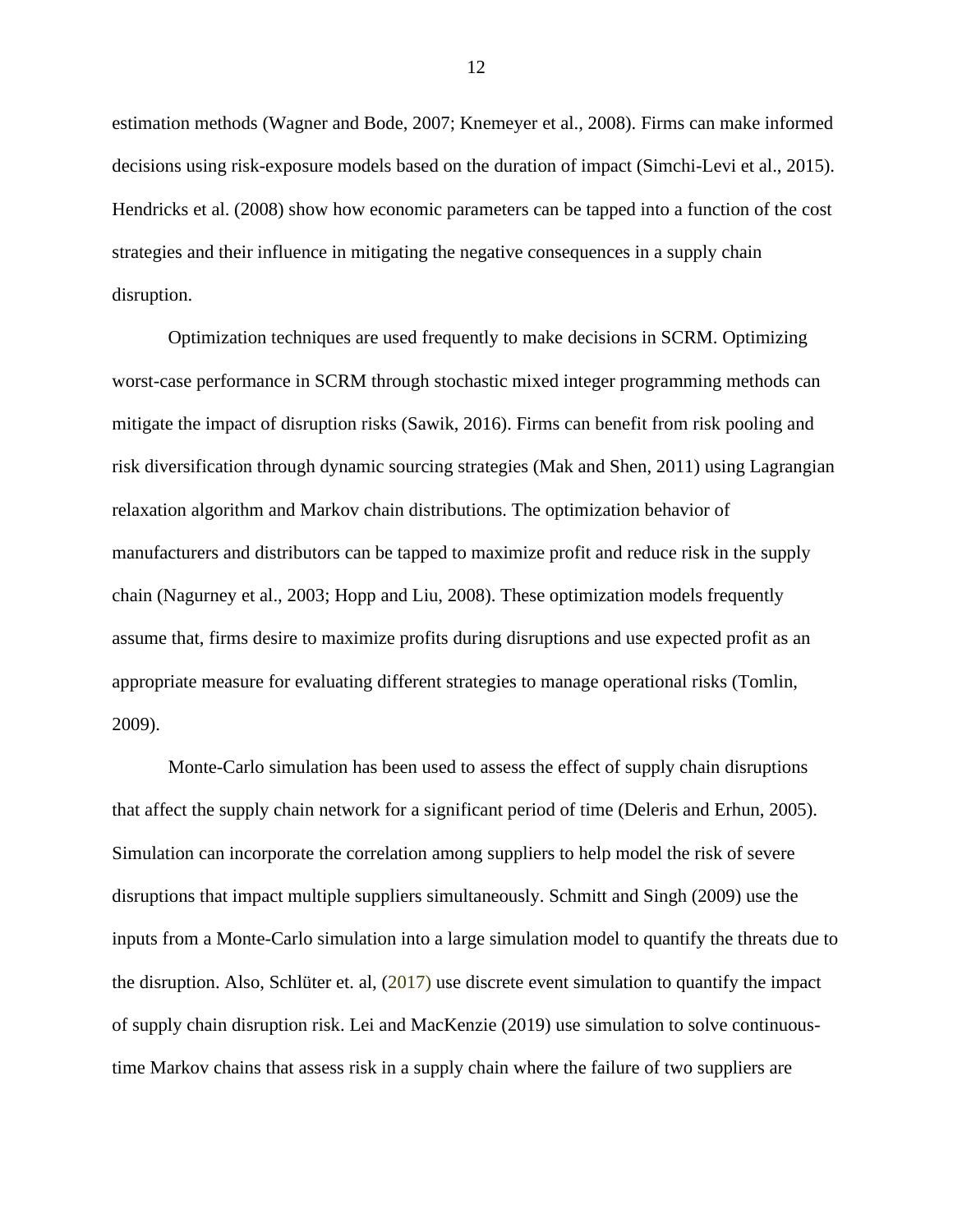estimation methods (Wagner and Bode, 2007; Knemeyer et al., 2008). Firms can make informed decisions using risk-exposure models based on the duration of impact (Simchi-Levi et al., 2015). Hendricks et al. (2008) show how economic parameters can be tapped into a function of the cost strategies and their influence in mitigating the negative consequences in a supply chain disruption.

Optimization techniques are used frequently to make decisions in SCRM. Optimizing worst-case performance in SCRM through stochastic mixed integer programming methods can mitigate the impact of disruption risks (Sawik, 2016). Firms can benefit from risk pooling and risk diversification through dynamic sourcing strategies (Mak and Shen, 2011) using Lagrangian relaxation algorithm and Markov chain distributions. The optimization behavior of manufacturers and distributors can be tapped to maximize profit and reduce risk in the supply chain (Nagurney et al., 2003; Hopp and Liu, 2008). These optimization models frequently assume that, firms desire to maximize profits during disruptions and use expected profit as an appropriate measure for evaluating different strategies to manage operational risks (Tomlin, 2009).

Monte-Carlo simulation has been used to assess the effect of supply chain disruptions that affect the supply chain network for a significant period of time (Deleris and Erhun, 2005). Simulation can incorporate the correlation among suppliers to help model the risk of severe disruptions that impact multiple suppliers simultaneously. Schmitt and Singh (2009) use the inputs from a Monte-Carlo simulation into a large simulation model to quantify the threats due to the disruption. Also, Schlüter et. al, (2017) use discrete event simulation to quantify the impact of supply chain disruption risk. Lei and MacKenzie (2019) use simulation to solve continuous-time Markov chains that assess risk in a supply chain where the failure of two suppliers are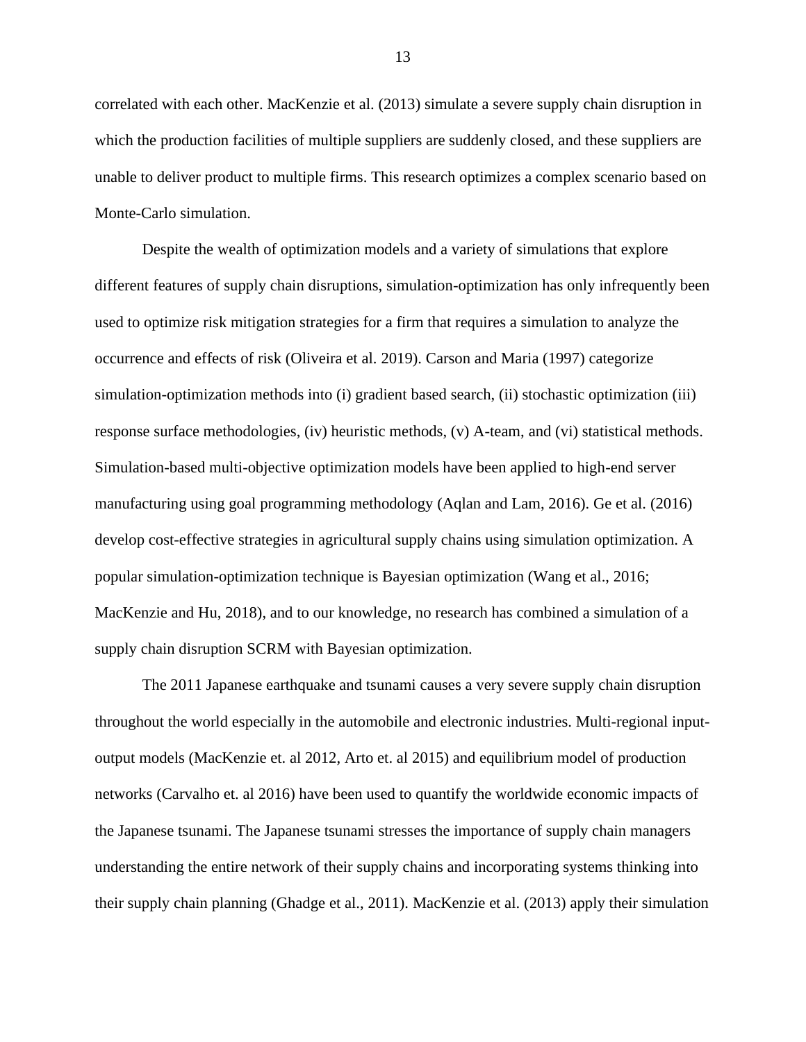correlated with each other. MacKenzie et al. (2013) simulate a severe supply chain disruption in which the production facilities of multiple suppliers are suddenly closed, and these suppliers are unable to deliver product to multiple firms. This research optimizes a complex scenario based on Monte-Carlo simulation.

Despite the wealth of optimization models and a variety of simulations that explore different features of supply chain disruptions, simulation-optimization has only infrequently been used to optimize risk mitigation strategies for a firm that requires a simulation to analyze the occurrence and effects of risk (Oliveira et al. 2019). Carson and Maria (1997) categorize simulation-optimization methods into (i) gradient based search, (ii) stochastic optimization (iii) response surface methodologies, (iv) heuristic methods, (v) A-team, and (vi) statistical methods. Simulation-based multi-objective optimization models have been applied to high-end server manufacturing using goal programming methodology (Aqlan and Lam, 2016). Ge et al. (2016) develop cost-effective strategies in agricultural supply chains using simulation optimization. A popular simulation-optimization technique is Bayesian optimization (Wang et al., 2016; MacKenzie and Hu, 2018), and to our knowledge, no research has combined a simulation of a supply chain disruption SCRM with Bayesian optimization.

The 2011 Japanese earthquake and tsunami causes a very severe supply chain disruption throughout the world especially in the automobile and electronic industries. Multi-regional input-output models (MacKenzie et. al 2012, Arto et. al 2015) and equilibrium model of production networks (Carvalho et. al 2016) have been used to quantify the worldwide economic impacts of the Japanese tsunami. The Japanese tsunami stresses the importance of supply chain managers understanding the entire network of their supply chains and incorporating systems thinking into their supply chain planning (Ghadge et al., 2011). MacKenzie et al. (2013) apply their simulation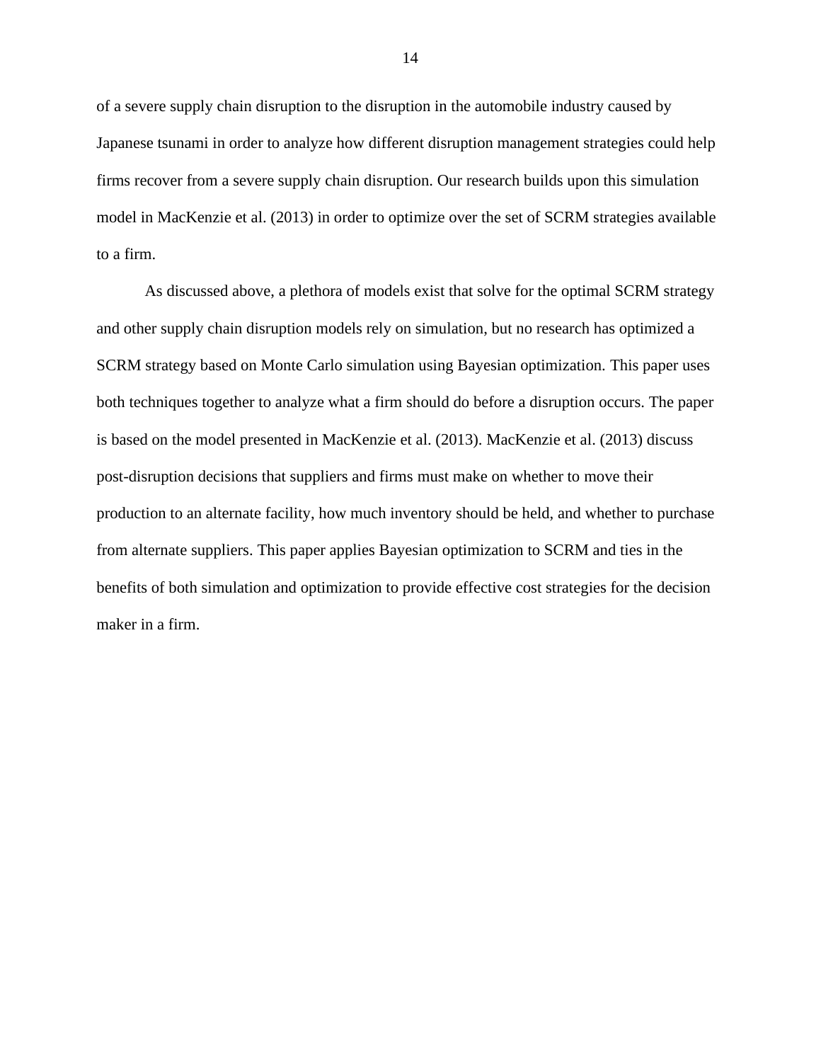of a severe supply chain disruption to the disruption in the automobile industry caused by Japanese tsunami in order to analyze how different disruption management strategies could help firms recover from a severe supply chain disruption. Our research builds upon this simulation model in MacKenzie et al. (2013) in order to optimize over the set of SCRM strategies available to a firm.

As discussed above, a plethora of models exist that solve for the optimal SCRM strategy and other supply chain disruption models rely on simulation, but no research has optimized a SCRM strategy based on Monte Carlo simulation using Bayesian optimization. This paper uses both techniques together to analyze what a firm should do before a disruption occurs. The paper is based on the model presented in MacKenzie et al. (2013). MacKenzie et al. (2013) discuss post-disruption decisions that suppliers and firms must make on whether to move their production to an alternate facility, how much inventory should be held, and whether to purchase from alternate suppliers. This paper applies Bayesian optimization to SCRM and ties in the benefits of both simulation and optimization to provide effective cost strategies for the decision maker in a firm.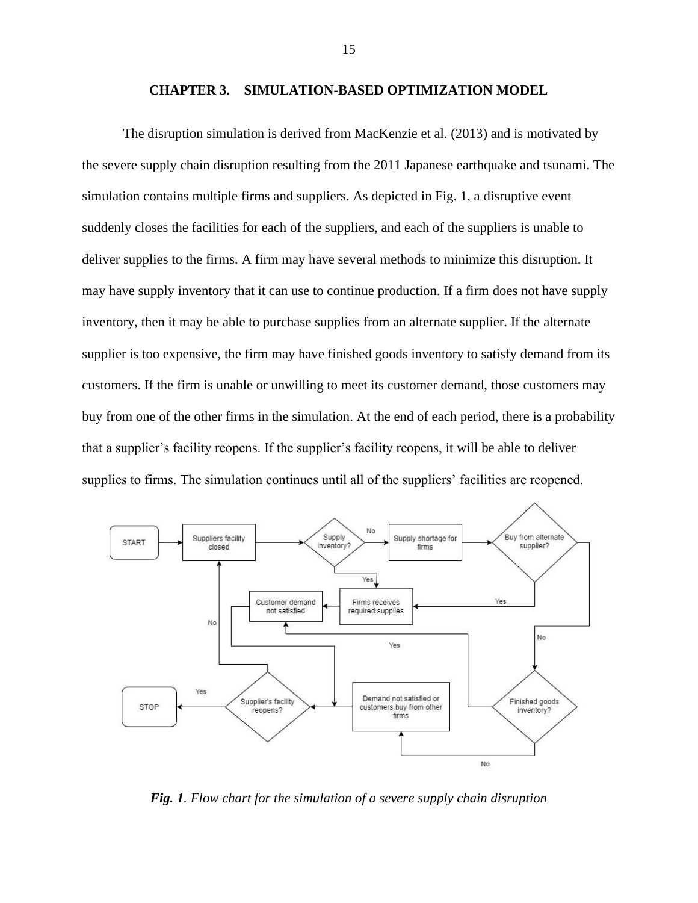# CHAPTER 3. SIMULATION-BASED OPTIMIZATION MODEL

The disruption simulation is derived from MacKenzie et al. (2013) and is motivated by the severe supply chain disruption resulting from the 2011 Japanese earthquake and tsunami. The simulation contains multiple firms and suppliers. As depicted in Fig. 1, a disruptive event suddenly closes the facilities for each of the suppliers, and each of the suppliers is unable to deliver supplies to the firms. A firm may have several methods to minimize this disruption. It may have supply inventory that it can use to continue production. If a firm does not have supply inventory, then it may be able to purchase supplies from an alternate supplier. If the alternate supplier is too expensive, the firm may have finished goods inventory to satisfy demand from its customers. If the firm is unable or unwilling to meet its customer demand, those customers may buy from one of the other firms in the simulation. At the end of each period, there is a probability that a supplier's facility reopens. If the supplier's facility reopens, it will be able to deliver supplies to firms. The simulation continues until all of the suppliers' facilities are reopened.

***Fig. 1****. Flow chart for the simulation of a severe supply chain disruption*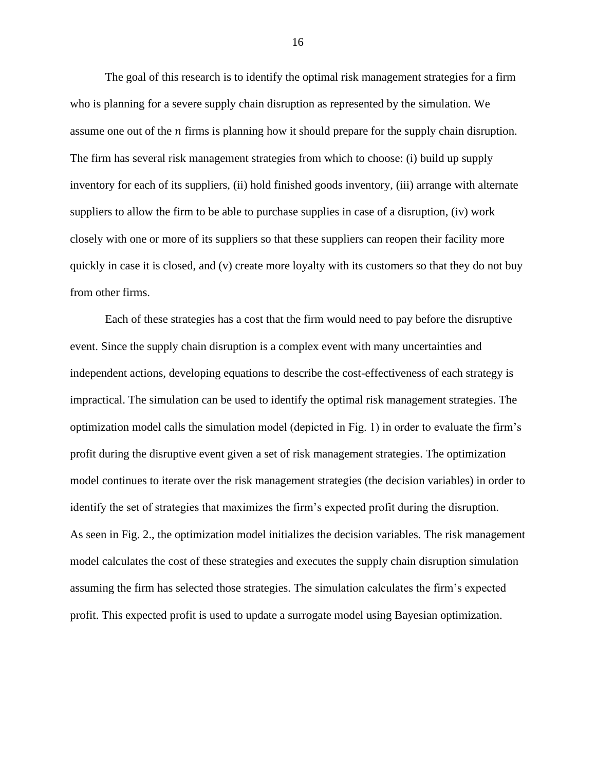The goal of this research is to identify the optimal risk management strategies for a firm who is planning for a severe supply chain disruption as represented by the simulation. We assume one out of the $n$ firms is planning how it should prepare for the supply chain disruption. The firm has several risk management strategies from which to choose: (i) build up supply inventory for each of its suppliers, (ii) hold finished goods inventory, (iii) arrange with alternate suppliers to allow the firm to be able to purchase supplies in case of a disruption, (iv) work closely with one or more of its suppliers so that these suppliers can reopen their facility more quickly in case it is closed, and (v) create more loyalty with its customers so that they do not buy from other firms.

Each of these strategies has a cost that the firm would need to pay before the disruptive event. Since the supply chain disruption is a complex event with many uncertainties and independent actions, developing equations to describe the cost-effectiveness of each strategy is impractical. The simulation can be used to identify the optimal risk management strategies. The optimization model calls the simulation model (depicted in Fig. 1) in order to evaluate the firm's profit during the disruptive event given a set of risk management strategies. The optimization model continues to iterate over the risk management strategies (the decision variables) in order to identify the set of strategies that maximizes the firm's expected profit during the disruption. As seen in Fig. 2., the optimization model initializes the decision variables. The risk management model calculates the cost of these strategies and executes the supply chain disruption simulation assuming the firm has selected those strategies. The simulation calculates the firm's expected profit. This expected profit is used to update a surrogate model using Bayesian optimization.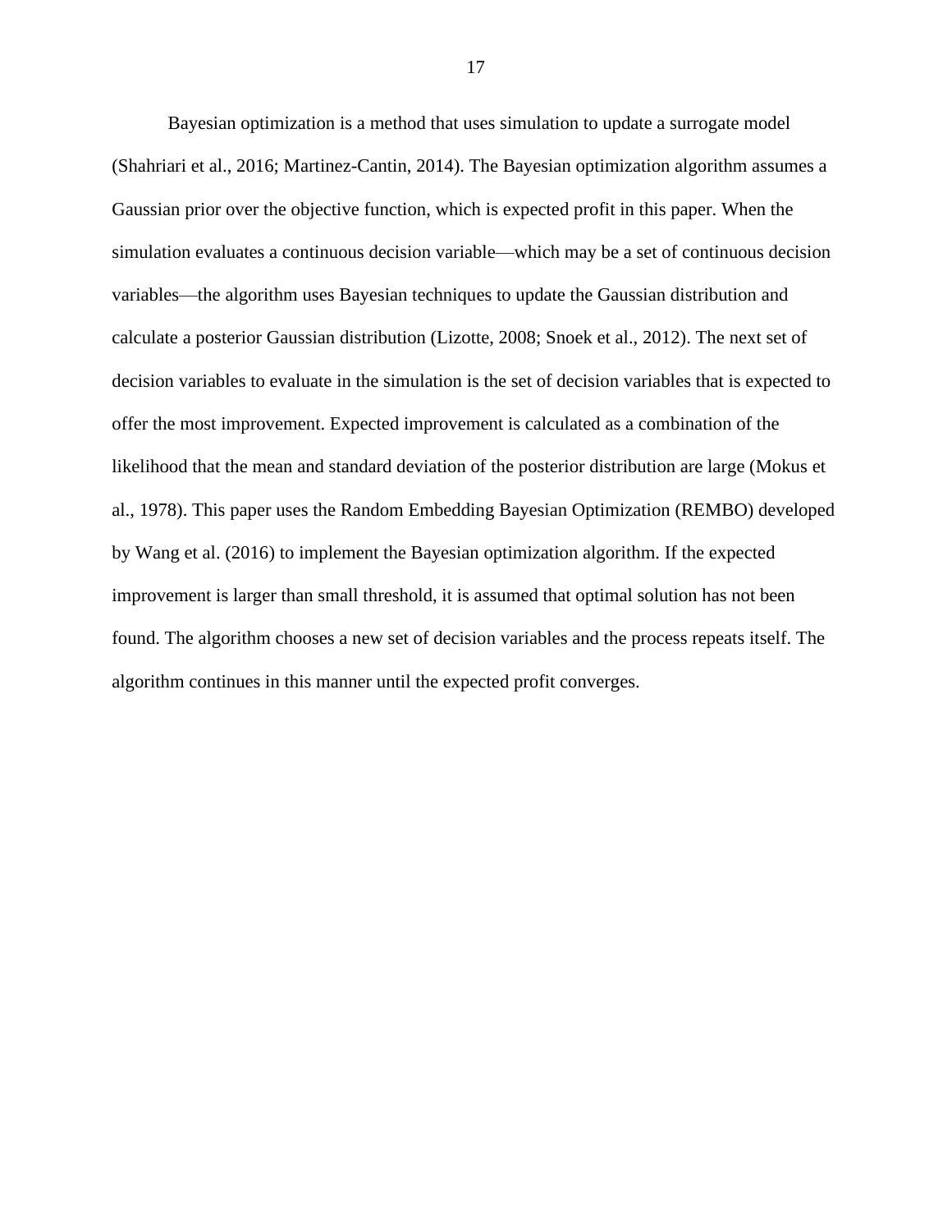Bayesian optimization is a method that uses simulation to update a surrogate model (Shahriari et al., 2016; Martinez-Cantin, 2014). The Bayesian optimization algorithm assumes a Gaussian prior over the objective function, which is expected profit in this paper. When the simulation evaluates a continuous decision variable—which may be a set of continuous decision variables—the algorithm uses Bayesian techniques to update the Gaussian distribution and calculate a posterior Gaussian distribution (Lizotte, 2008; Snoek et al., 2012). The next set of decision variables to evaluate in the simulation is the set of decision variables that is expected to offer the most improvement. Expected improvement is calculated as a combination of the likelihood that the mean and standard deviation of the posterior distribution are large (Mokus et al., 1978). This paper uses the Random Embedding Bayesian Optimization (REMBO) developed by Wang et al. (2016) to implement the Bayesian optimization algorithm. If the expected improvement is larger than small threshold, it is assumed that optimal solution has not been found. The algorithm chooses a new set of decision variables and the process repeats itself. The algorithm continues in this manner until the expected profit converges.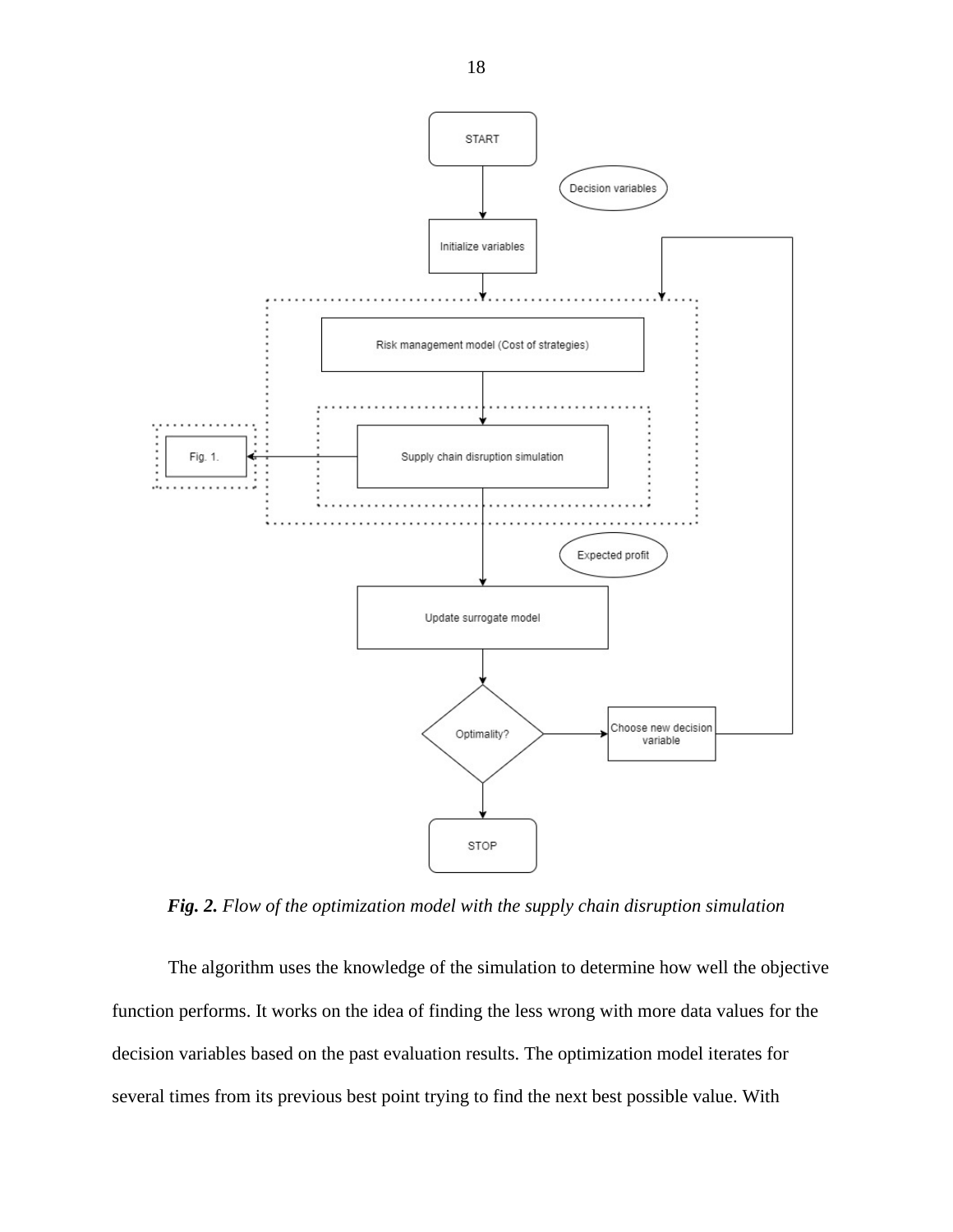*Fig. 2.* *Flow of the optimization model with the supply chain disruption simulation*

The algorithm uses the knowledge of the simulation to determine how well the objective function performs. It works on the idea of finding the less wrong with more data values for the decision variables based on the past evaluation results. The optimization model iterates for several times from its previous best point trying to find the next best possible value. With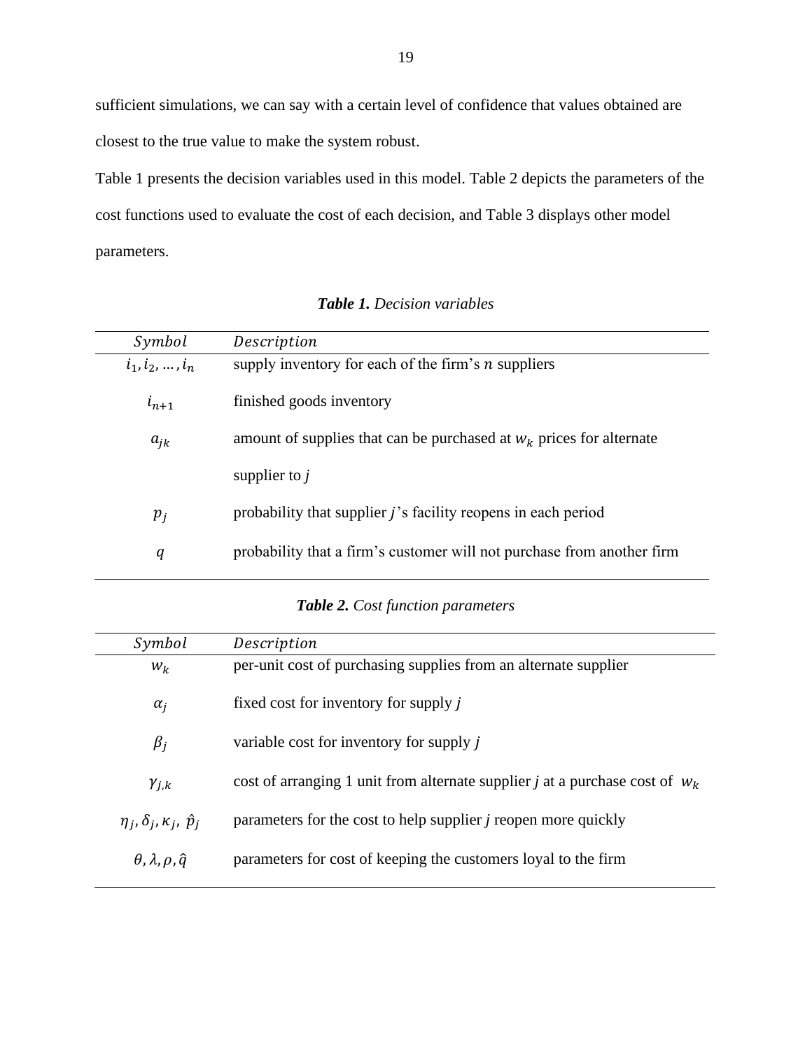sufficient simulations, we can say with a certain level of confidence that values obtained are closest to the true value to make the system robust.

Table 1 presents the decision variables used in this model. Table 2 depicts the parameters of the cost functions used to evaluate the cost of each decision, and Table 3 displays other model parameters.

***Table 1.*** *Decision variables*

| $Symbol$ | $Description$ |
|---|---|
| $i_1, i_2, \dots, i_n$ | supply inventory for each of the firm's $n$ suppliers |
| $i_{n+1}$ | finished goods inventory |
| $a_{jk}$ | amount of supplies that can be purchased at $w_k$ prices for alternate supplier to *j* |
| $p_j$ | probability that supplier $j$'s facility reopens in each period |
| $q$ | probability that a firm's customer will not purchase from another firm |

***Table 2.*** *Cost function parameters*

| $Symbol$ | $Description$ |
|---|---|
| $w_k$ | per-unit cost of purchasing supplies from an alternate supplier |
| $\alpha_j$ | fixed cost for inventory for supply *j* |
| $\beta_j$ | variable cost for inventory for supply *j* |
| $\gamma_{j,k}$ | cost of arranging 1 unit from alternate supplier *j* at a purchase cost of $w_k$ |
| $\eta_j, \delta_j, \kappa_j, \hat{p}_j$ | parameters for the cost to help supplier *j* reopen more quickly |
| $\theta, \lambda, \rho, \hat{q}$ | parameters for cost of keeping the customers loyal to the firm |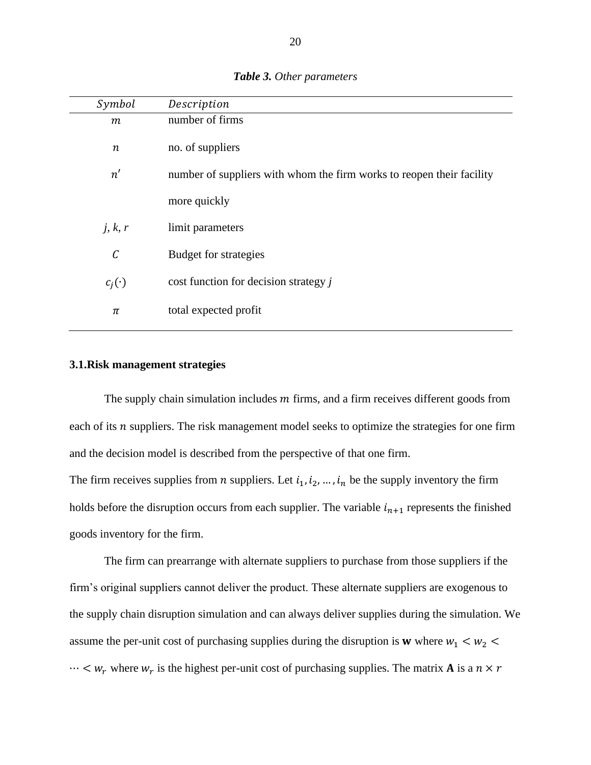***Table 3.*** *Other parameters*

| $Symbol$ | $Description$ |
|---|---|
| $m$ | number of firms |
| $n$ | no. of suppliers |
| $n'$ | number of suppliers with whom the firm works to reopen their facility more quickly |
| *j, k, r* | limit parameters |
| $C$ | Budget for strategies |
| $c_j(\cdot)$ | cost function for decision strategy *j* |
| $\pi$ | total expected profit |

### 3.1. Risk management strategies

The supply chain simulation includes $m$ firms, and a firm receives different goods from each of its $n$ suppliers. The risk management model seeks to optimize the strategies for one firm and the decision model is described from the perspective of that one firm.

The firm receives supplies from $n$ suppliers. Let $i_1, i_2, \ldots, i_n$ be the supply inventory the firm holds before the disruption occurs from each supplier. The variable $i_{n+1}$ represents the finished goods inventory for the firm.

The firm can prearrange with alternate suppliers to purchase from those suppliers if the firm's original suppliers cannot deliver the product. These alternate suppliers are exogenous to the supply chain disruption simulation and can always deliver supplies during the simulation. We assume the per-unit cost of purchasing supplies during the disruption is **w** where $w_1 < w_2 < \cdots < w_r$ where $w_r$ is the highest per-unit cost of purchasing supplies. The matrix **A** is a $n \times r$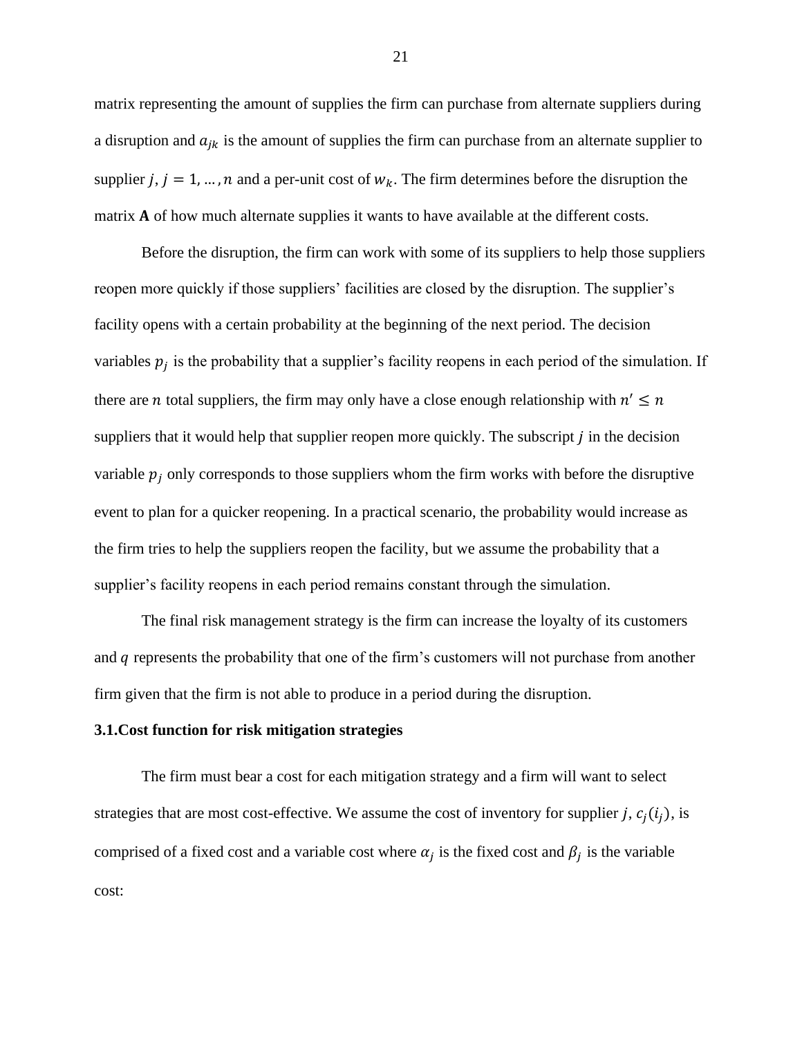matrix representing the amount of supplies the firm can purchase from alternate suppliers during a disruption and $a_{jk}$ is the amount of supplies the firm can purchase from an alternate supplier to supplier $j$, $j = 1, \ldots, n$ and a per-unit cost of $w_k$. The firm determines before the disruption the matrix **A** of how much alternate supplies it wants to have available at the different costs.

Before the disruption, the firm can work with some of its suppliers to help those suppliers reopen more quickly if those suppliers' facilities are closed by the disruption. The supplier's facility opens with a certain probability at the beginning of the next period. The decision variables $p_j$ is the probability that a supplier's facility reopens in each period of the simulation. If there are $n$ total suppliers, the firm may only have a close enough relationship with $n' \leq n$ suppliers that it would help that supplier reopen more quickly. The subscript $j$ in the decision variable $p_j$ only corresponds to those suppliers whom the firm works with before the disruptive event to plan for a quicker reopening. In a practical scenario, the probability would increase as the firm tries to help the suppliers reopen the facility, but we assume the probability that a supplier's facility reopens in each period remains constant through the simulation.

The final risk management strategy is the firm can increase the loyalty of its customers and $q$ represents the probability that one of the firm's customers will not purchase from another firm given that the firm is not able to produce in a period during the disruption.

### 3.1. Cost function for risk mitigation strategies

The firm must bear a cost for each mitigation strategy and a firm will want to select strategies that are most cost-effective. We assume the cost of inventory for supplier $j$, $c_j(i_j)$, is comprised of a fixed cost and a variable cost where $\alpha_j$ is the fixed cost and $\beta_j$ is the variable cost: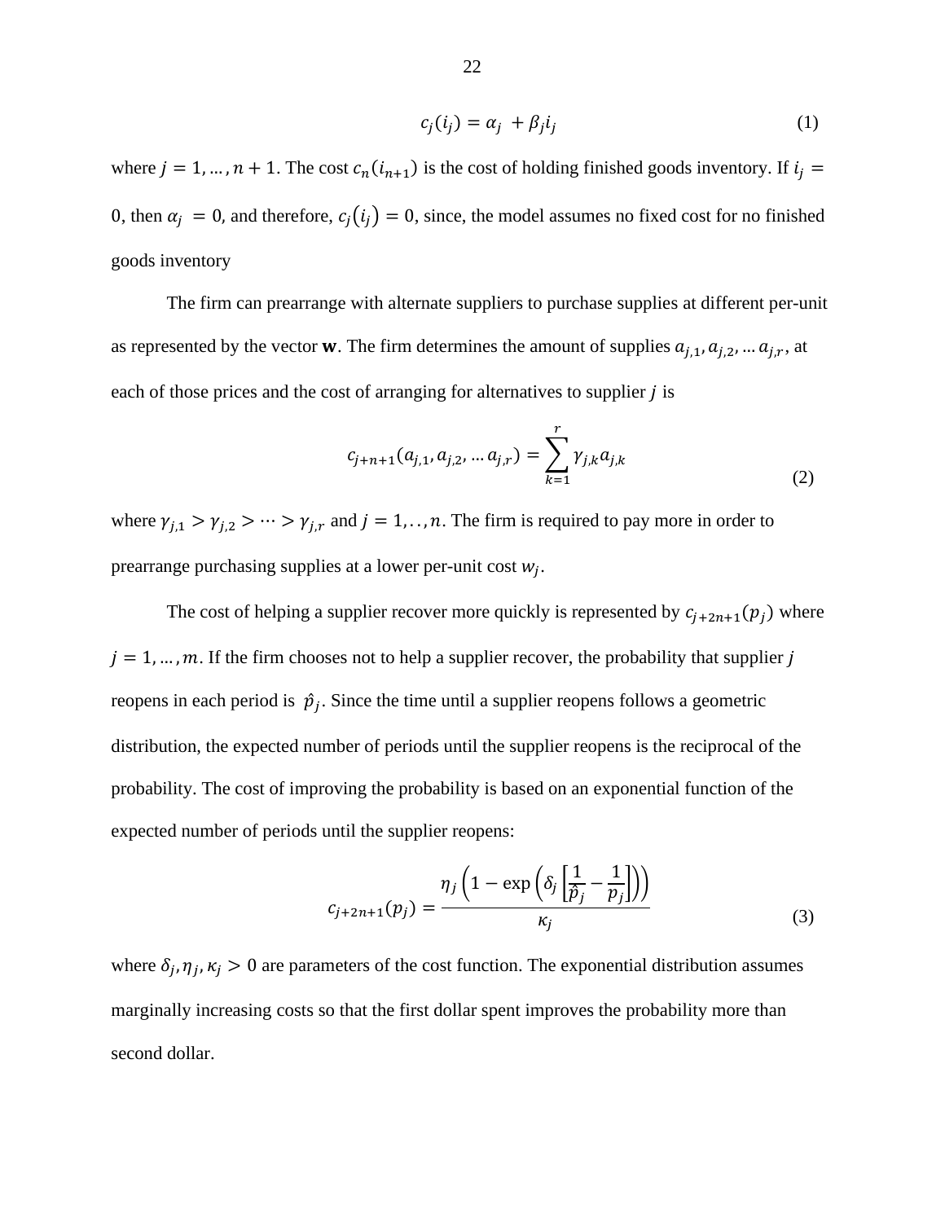$$c_j(i_j) = \alpha_j + \beta_j i_j \tag{1}$$

where $j = 1, \ldots, n+1$. The cost $c_n(i_{n+1})$ is the cost of holding finished goods inventory. If $i_j = 0$, then $\alpha_j = 0$, and therefore, $c_j(i_j) = 0$, since, the model assumes no fixed cost for no finished goods inventory

The firm can prearrange with alternate suppliers to purchase supplies at different per-unit as represented by the vector $\mathbf{w}$. The firm determines the amount of supplies $a_{j,1}, a_{j,2}, \ldots a_{j,r}$, at each of those prices and the cost of arranging for alternatives to supplier $j$ is

$$c_{j+n+1}(a_{j,1}, a_{j,2}, \ldots a_{j,r}) = \sum_{k=1}^{r} \gamma_{j,k} a_{j,k} \tag{2}$$

where $\gamma_{j,1} > \gamma_{j,2} > \cdots > \gamma_{j,r}$ and $j = 1, \ldots, n$. The firm is required to pay more in order to prearrange purchasing supplies at a lower per-unit cost $w_j$.

The cost of helping a supplier recover more quickly is represented by $c_{j+2n+1}(p_j)$ where $j = 1, \ldots, m$. If the firm chooses not to help a supplier recover, the probability that supplier $j$ reopens in each period is $\hat{p}_j$. Since the time until a supplier reopens follows a geometric distribution, the expected number of periods until the supplier reopens is the reciprocal of the probability. The cost of improving the probability is based on an exponential function of the expected number of periods until the supplier reopens:

$$c_{j+2n+1}(p_j) = \frac{\eta_j \left(1 - \exp\left(\delta_j \left[\frac{1}{\hat{p}_j} - \frac{1}{p_j}\right]\right)\right)}{\kappa_j} \tag{3}$$

where $\delta_j, \eta_j, \kappa_j > 0$ are parameters of the cost function. The exponential distribution assumes marginally increasing costs so that the first dollar spent improves the probability more than second dollar.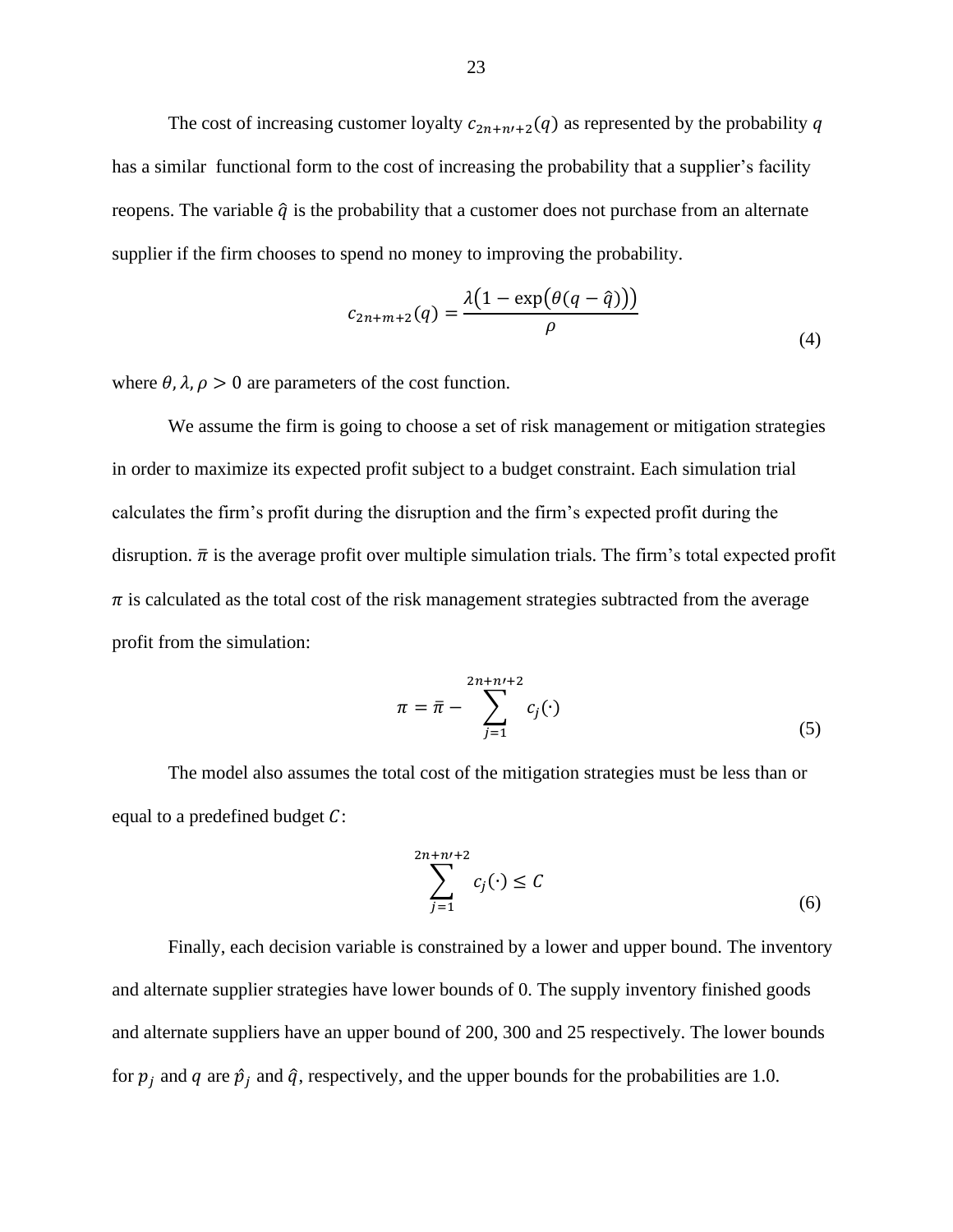The cost of increasing customer loyalty $c_{2n+n\prime+2}(q)$ as represented by the probability $q$ has a similar functional form to the cost of increasing the probability that a supplier's facility reopens. The variable $\hat{q}$ is the probability that a customer does not purchase from an alternate supplier if the firm chooses to spend no money to improving the probability.

$$c_{2n+m+2}(q) = \frac{\lambda\big(1 - \exp\big(\theta(q - \hat{q})\big)\big)}{\rho} \tag{4}$$

where $\theta, \lambda, \rho > 0$ are parameters of the cost function.

We assume the firm is going to choose a set of risk management or mitigation strategies in order to maximize its expected profit subject to a budget constraint. Each simulation trial calculates the firm's profit during the disruption and the firm's expected profit during the disruption. $\bar{\pi}$ is the average profit over multiple simulation trials. The firm's total expected profit $\pi$ is calculated as the total cost of the risk management strategies subtracted from the average profit from the simulation:

$$\pi = \bar{\pi} - \sum_{j=1}^{2n+n\prime+2} c_j(\cdot) \tag{5}$$

The model also assumes the total cost of the mitigation strategies must be less than or equal to a predefined budget $C$:

$$\sum_{j=1}^{2n+n\prime+2} c_j(\cdot) \leq C \tag{6}$$

Finally, each decision variable is constrained by a lower and upper bound. The inventory and alternate supplier strategies have lower bounds of 0. The supply inventory finished goods and alternate suppliers have an upper bound of 200, 300 and 25 respectively. The lower bounds for $p_j$ and $q$ are $\hat{p}_j$ and $\hat{q}$, respectively, and the upper bounds for the probabilities are 1.0.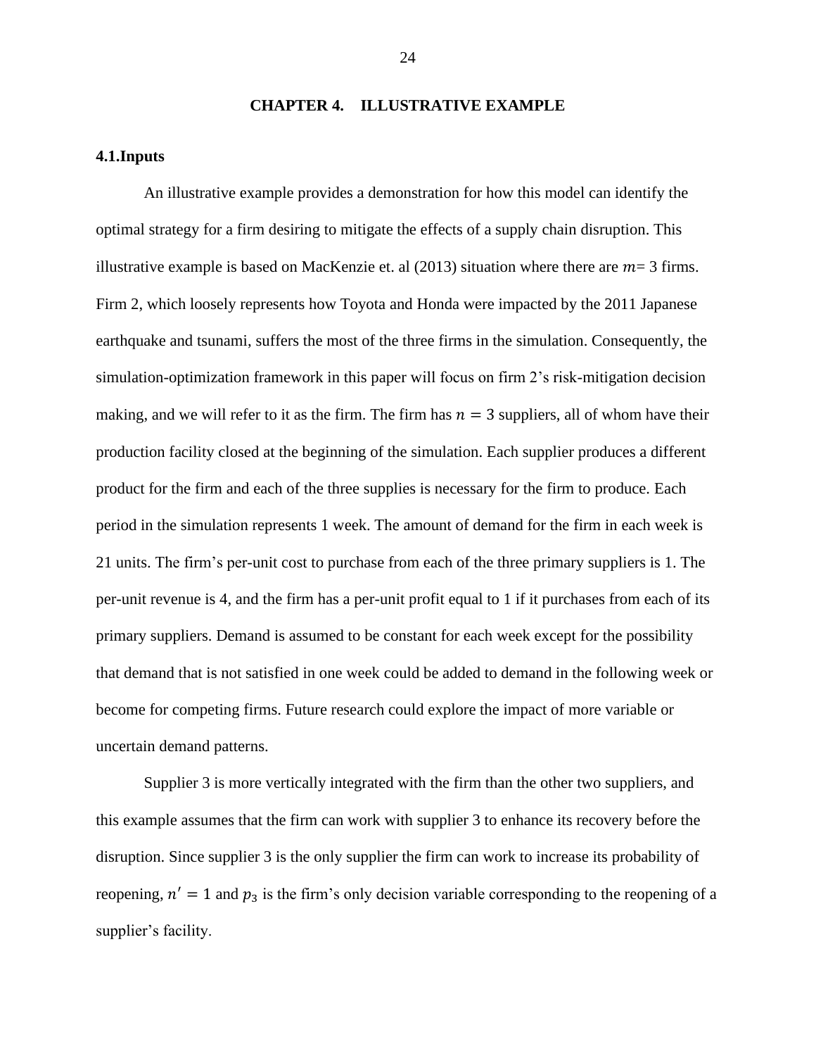# CHAPTER 4. ILLUSTRATIVE EXAMPLE

## 4.1. Inputs

An illustrative example provides a demonstration for how this model can identify the optimal strategy for a firm desiring to mitigate the effects of a supply chain disruption. This illustrative example is based on MacKenzie et. al (2013) situation where there are $m$= 3 firms. Firm 2, which loosely represents how Toyota and Honda were impacted by the 2011 Japanese earthquake and tsunami, suffers the most of the three firms in the simulation. Consequently, the simulation-optimization framework in this paper will focus on firm 2's risk-mitigation decision making, and we will refer to it as the firm. The firm has $n = 3$ suppliers, all of whom have their production facility closed at the beginning of the simulation. Each supplier produces a different product for the firm and each of the three supplies is necessary for the firm to produce. Each period in the simulation represents 1 week. The amount of demand for the firm in each week is 21 units. The firm's per-unit cost to purchase from each of the three primary suppliers is 1. The per-unit revenue is 4, and the firm has a per-unit profit equal to 1 if it purchases from each of its primary suppliers. Demand is assumed to be constant for each week except for the possibility that demand that is not satisfied in one week could be added to demand in the following week or become for competing firms. Future research could explore the impact of more variable or uncertain demand patterns.

Supplier 3 is more vertically integrated with the firm than the other two suppliers, and this example assumes that the firm can work with supplier 3 to enhance its recovery before the disruption. Since supplier 3 is the only supplier the firm can work to increase its probability of reopening, $n' = 1$ and $p_3$ is the firm's only decision variable corresponding to the reopening of a supplier's facility.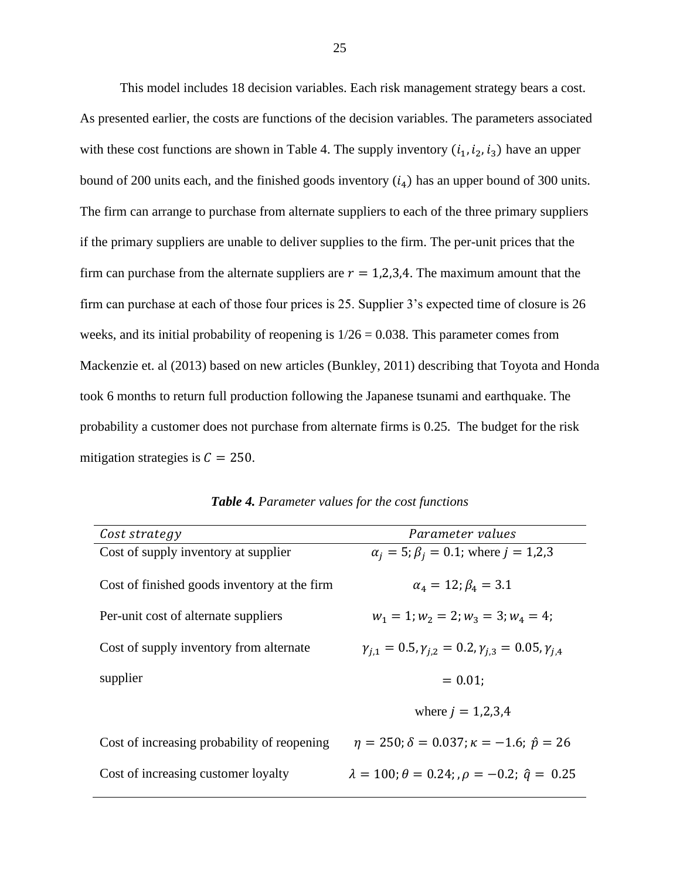This model includes 18 decision variables. Each risk management strategy bears a cost. As presented earlier, the costs are functions of the decision variables. The parameters associated with these cost functions are shown in Table 4. The supply inventory $(i_1, i_2, i_3)$ have an upper bound of 200 units each, and the finished goods inventory $(i_4)$ has an upper bound of 300 units. The firm can arrange to purchase from alternate suppliers to each of the three primary suppliers if the primary suppliers are unable to deliver supplies to the firm. The per-unit prices that the firm can purchase from the alternate suppliers are $r = 1,2,3,4$. The maximum amount that the firm can purchase at each of those four prices is 25. Supplier 3's expected time of closure is 26 weeks, and its initial probability of reopening is 1/26 = 0.038. This parameter comes from Mackenzie et. al (2013) based on new articles (Bunkley, 2011) describing that Toyota and Honda took 6 months to return full production following the Japanese tsunami and earthquake. The probability a customer does not purchase from alternate firms is 0.25. The budget for the risk mitigation strategies is $C = 250$.

***Table 4.*** *Parameter values for the cost functions*

| *Cost strategy* | *Parameter values* |
|---|---|
| Cost of supply inventory at supplier | $\alpha_j = 5; \beta_j = 0.1$; where $j = 1,2,3$ |
| Cost of finished goods inventory at the firm | $\alpha_4 = 12; \beta_4 = 3.1$ |
| Per-unit cost of alternate suppliers | $w_1 = 1; w_2 = 2; w_3 = 3; w_4 = 4;$ |
| Cost of supply inventory from alternate supplier | $\gamma_{j,1} = 0.5, \gamma_{j,2} = 0.2, \gamma_{j,3} = 0.05, \gamma_{j,4} = 0.01;$ where $j = 1,2,3,4$ |
| Cost of increasing probability of reopening | $\eta = 250; \delta = 0.037; \kappa = -1.6;\ \hat{p} = 26$ |
| Cost of increasing customer loyalty | $\lambda = 100; \theta = 0.24;, \rho = -0.2;\ \hat{q} = 0.25$ |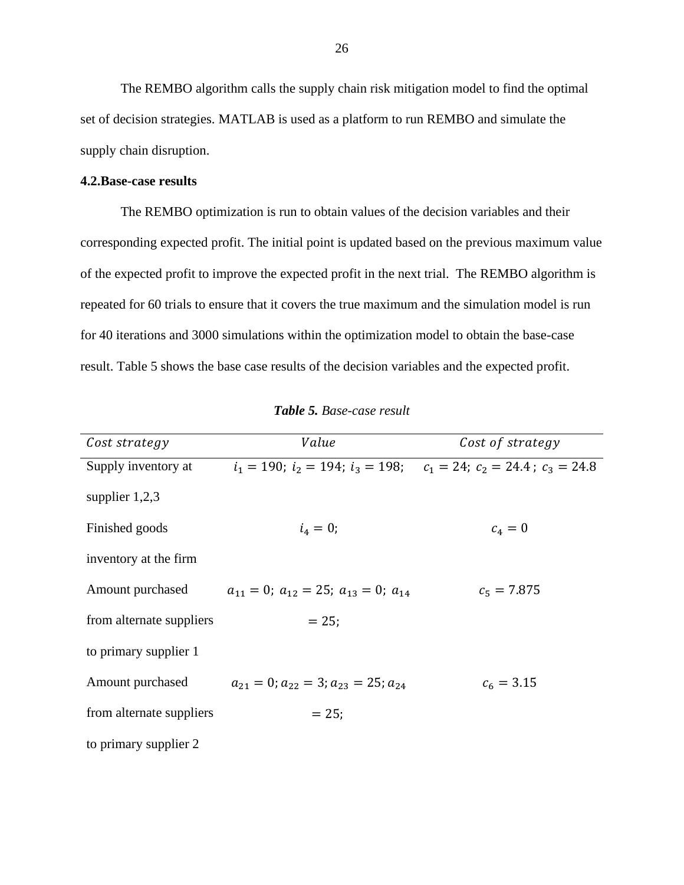The REMBO algorithm calls the supply chain risk mitigation model to find the optimal set of decision strategies. MATLAB is used as a platform to run REMBO and simulate the supply chain disruption.

### 4.2.Base-case results

The REMBO optimization is run to obtain values of the decision variables and their corresponding expected profit. The initial point is updated based on the previous maximum value of the expected profit to improve the expected profit in the next trial. The REMBO algorithm is repeated for 60 trials to ensure that it covers the true maximum and the simulation model is run for 40 iterations and 3000 simulations within the optimization model to obtain the base-case result. Table 5 shows the base case results of the decision variables and the expected profit.

***Table 5.*** *Base-case result*

| $Cost\ strategy$ | $Value$ | $Cost\ of\ strategy$ |
|---|---|---|
| Supply inventory at supplier 1,2,3 | $i_1 = 190;\ i_2 = 194;\ i_3 = 198;$ | $c_1 = 24;\ c_2 = 24.4\ ;\ c_3 = 24.8$ |
| Finished goods inventory at the firm | $i_4 = 0;$ | $c_4 = 0$ |
| Amount purchased from alternate suppliers to primary supplier 1 | $a_{11} = 0;\ a_{12} = 25;\ a_{13} = 0;\ a_{14} = 25;$ | $c_5 = 7.875$ |
| Amount purchased from alternate suppliers to primary supplier 2 | $a_{21} = 0; a_{22} = 3; a_{23} = 25; a_{24} = 25;$ | $c_6 = 3.15$ |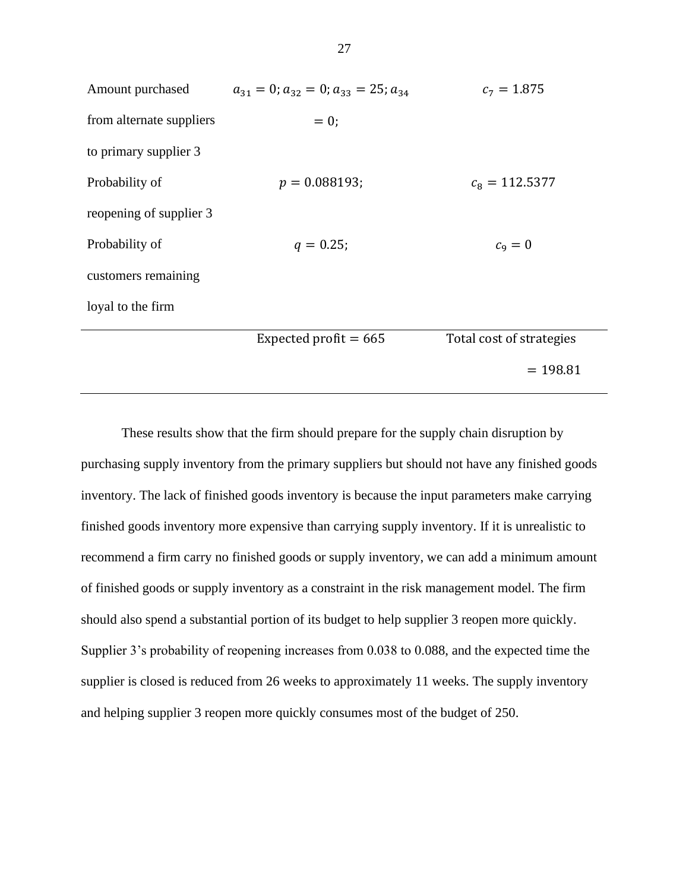| | | |
|---|---|---|
| Amount purchased from alternate suppliers to primary supplier 3 | $a_{31} = 0; a_{32} = 0; a_{33} = 25; a_{34} = 0;$ | $c_7 = 1.875$ |
| Probability of reopening of supplier 3 | $p = 0.088193;$ | $c_8 = 112.5377$ |
| Probability of customers remaining loyal to the firm | $q = 0.25;$ | $c_9 = 0$ |
| | Expected profit $= 665$ | Total cost of strategies $= 198.81$ |

These results show that the firm should prepare for the supply chain disruption by purchasing supply inventory from the primary suppliers but should not have any finished goods inventory. The lack of finished goods inventory is because the input parameters make carrying finished goods inventory more expensive than carrying supply inventory. If it is unrealistic to recommend a firm carry no finished goods or supply inventory, we can add a minimum amount of finished goods or supply inventory as a constraint in the risk management model. The firm should also spend a substantial portion of its budget to help supplier 3 reopen more quickly. Supplier 3's probability of reopening increases from 0.038 to 0.088, and the expected time the supplier is closed is reduced from 26 weeks to approximately 11 weeks. The supply inventory and helping supplier 3 reopen more quickly consumes most of the budget of 250.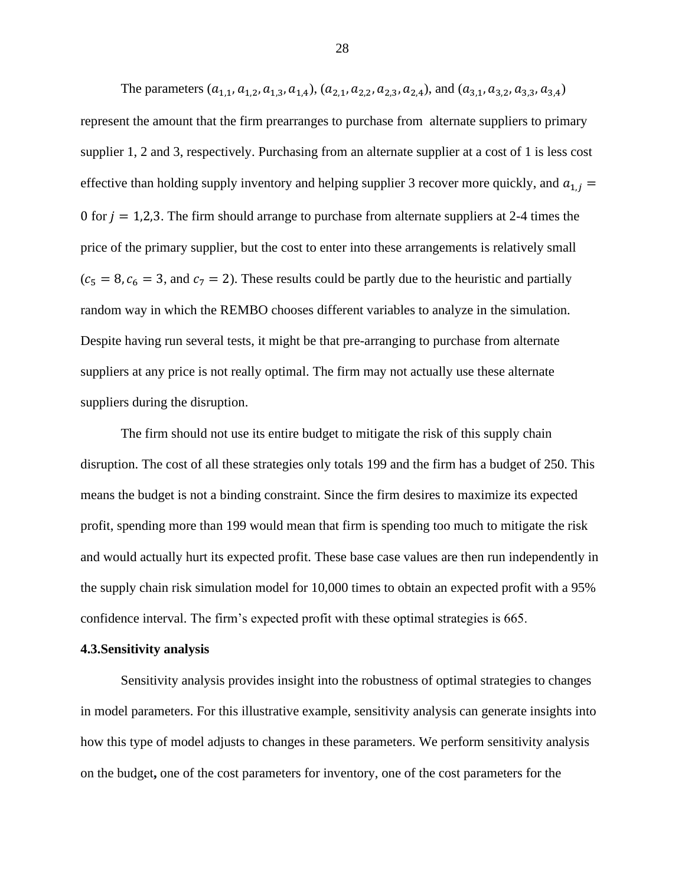The parameters $(a_{1,1}, a_{1,2}, a_{1,3}, a_{1,4})$, $(a_{2,1}, a_{2,2}, a_{2,3}, a_{2,4})$, and $(a_{3,1}, a_{3,2}, a_{3,3}, a_{3,4})$ represent the amount that the firm prearranges to purchase from alternate suppliers to primary supplier 1, 2 and 3, respectively. Purchasing from an alternate supplier at a cost of 1 is less cost effective than holding supply inventory and helping supplier 3 recover more quickly, and $a_{1,j} = 0$ for $j = 1,2,3$. The firm should arrange to purchase from alternate suppliers at 2-4 times the price of the primary supplier, but the cost to enter into these arrangements is relatively small ($c_5 = 8, c_6 = 3$, and $c_7 = 2$). These results could be partly due to the heuristic and partially random way in which the REMBO chooses different variables to analyze in the simulation. Despite having run several tests, it might be that pre-arranging to purchase from alternate suppliers at any price is not really optimal. The firm may not actually use these alternate suppliers during the disruption.

The firm should not use its entire budget to mitigate the risk of this supply chain disruption. The cost of all these strategies only totals 199 and the firm has a budget of 250. This means the budget is not a binding constraint. Since the firm desires to maximize its expected profit, spending more than 199 would mean that firm is spending too much to mitigate the risk and would actually hurt its expected profit. These base case values are then run independently in the supply chain risk simulation model for 10,000 times to obtain an expected profit with a 95% confidence interval. The firm's expected profit with these optimal strategies is 665.

**4.3.Sensitivity analysis**

Sensitivity analysis provides insight into the robustness of optimal strategies to changes in model parameters. For this illustrative example, sensitivity analysis can generate insights into how this type of model adjusts to changes in these parameters. We perform sensitivity analysis on the budget**,** one of the cost parameters for inventory, one of the cost parameters for the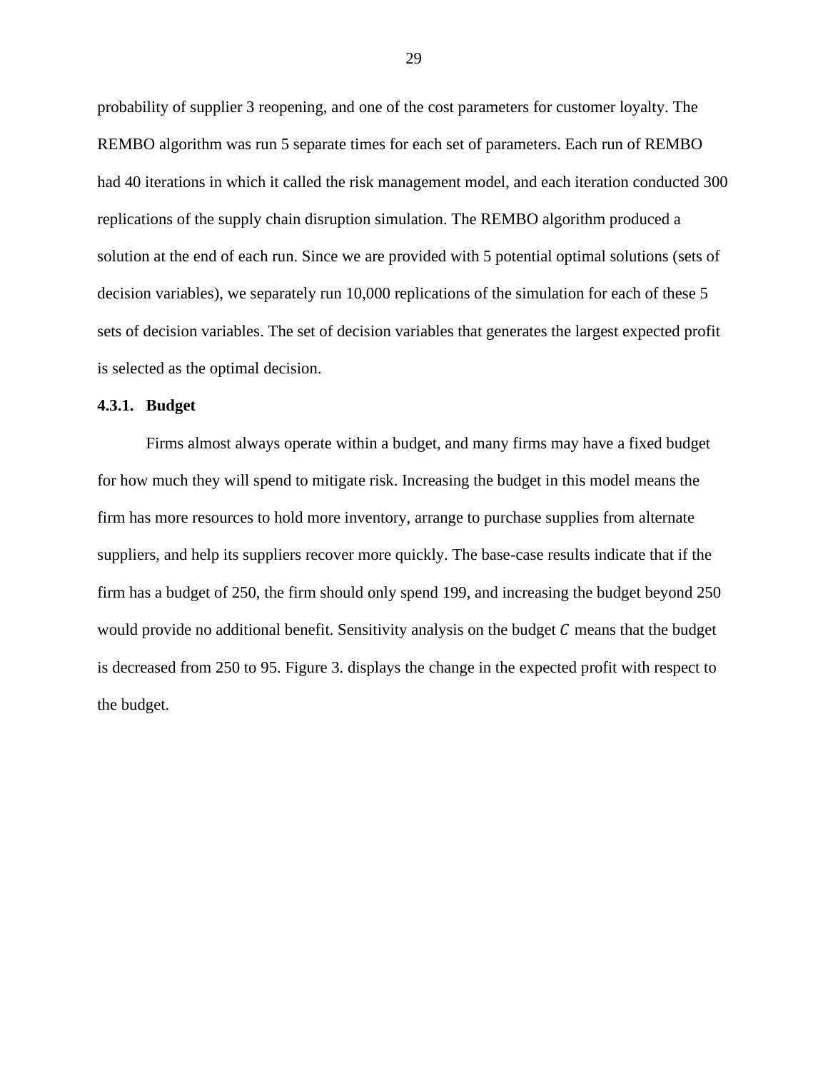probability of supplier 3 reopening, and one of the cost parameters for customer loyalty. The REMBO algorithm was run 5 separate times for each set of parameters. Each run of REMBO had 40 iterations in which it called the risk management model, and each iteration conducted 300 replications of the supply chain disruption simulation. The REMBO algorithm produced a solution at the end of each run. Since we are provided with 5 potential optimal solutions (sets of decision variables), we separately run 10,000 replications of the simulation for each of these 5 sets of decision variables. The set of decision variables that generates the largest expected profit is selected as the optimal decision.

### 4.3.1. Budget

Firms almost always operate within a budget, and many firms may have a fixed budget for how much they will spend to mitigate risk. Increasing the budget in this model means the firm has more resources to hold more inventory, arrange to purchase supplies from alternate suppliers, and help its suppliers recover more quickly. The base-case results indicate that if the firm has a budget of 250, the firm should only spend 199, and increasing the budget beyond 250 would provide no additional benefit. Sensitivity analysis on the budget $C$ means that the budget is decreased from 250 to 95. Figure 3. displays the change in the expected profit with respect to the budget.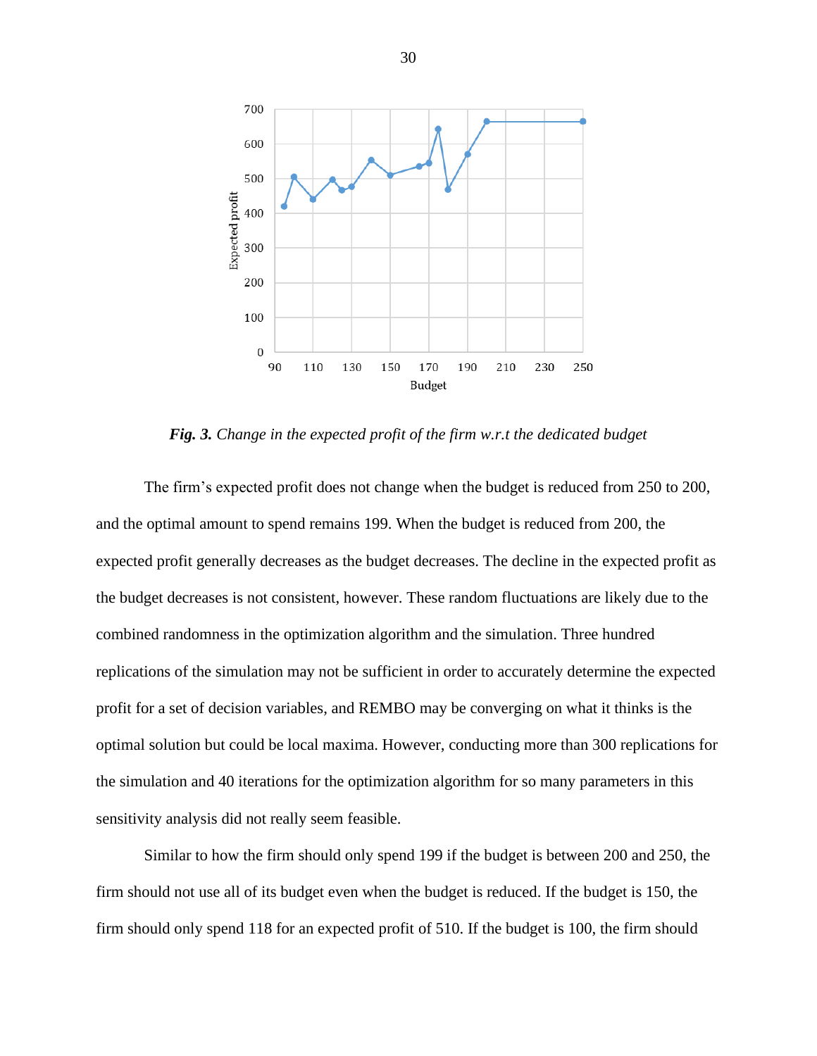*Fig. 3.* *Change in the expected profit of the firm w.r.t the dedicated budget*

The firm's expected profit does not change when the budget is reduced from 250 to 200, and the optimal amount to spend remains 199. When the budget is reduced from 200, the expected profit generally decreases as the budget decreases. The decline in the expected profit as the budget decreases is not consistent, however. These random fluctuations are likely due to the combined randomness in the optimization algorithm and the simulation. Three hundred replications of the simulation may not be sufficient in order to accurately determine the expected profit for a set of decision variables, and REMBO may be converging on what it thinks is the optimal solution but could be local maxima. However, conducting more than 300 replications for the simulation and 40 iterations for the optimization algorithm for so many parameters in this sensitivity analysis did not really seem feasible.

Similar to how the firm should only spend 199 if the budget is between 200 and 250, the firm should not use all of its budget even when the budget is reduced. If the budget is 150, the firm should only spend 118 for an expected profit of 510. If the budget is 100, the firm should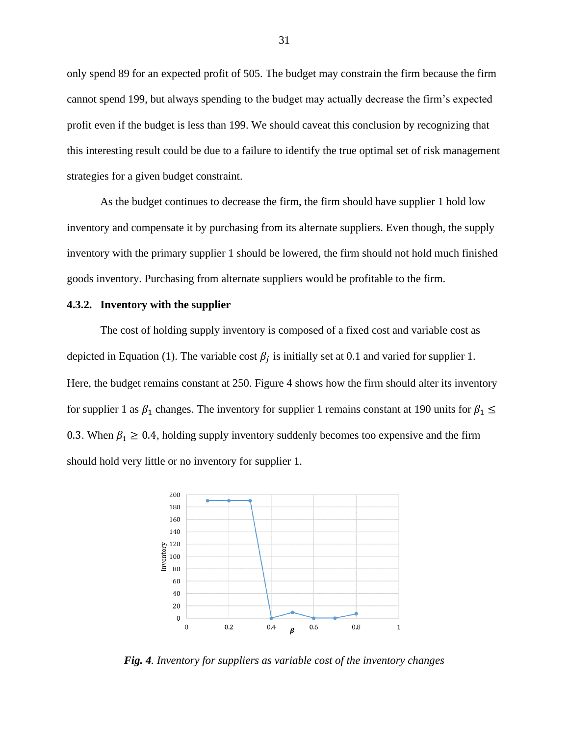only spend 89 for an expected profit of 505. The budget may constrain the firm because the firm cannot spend 199, but always spending to the budget may actually decrease the firm's expected profit even if the budget is less than 199. We should caveat this conclusion by recognizing that this interesting result could be due to a failure to identify the true optimal set of risk management strategies for a given budget constraint.

As the budget continues to decrease the firm, the firm should have supplier 1 hold low inventory and compensate it by purchasing from its alternate suppliers. Even though, the supply inventory with the primary supplier 1 should be lowered, the firm should not hold much finished goods inventory. Purchasing from alternate suppliers would be profitable to the firm.

### 4.3.2. Inventory with the supplier

The cost of holding supply inventory is composed of a fixed cost and variable cost as depicted in Equation (1). The variable cost $\beta_j$ is initially set at 0.1 and varied for supplier 1. Here, the budget remains constant at 250. Figure 4 shows how the firm should alter its inventory for supplier 1 as $\beta_1$ changes. The inventory for supplier 1 remains constant at 190 units for $\beta_1 \leq 0.3$. When $\beta_1 \geq 0.4$, holding supply inventory suddenly becomes too expensive and the firm should hold very little or no inventory for supplier 1.

***Fig. 4***. *Inventory for suppliers as variable cost of the inventory changes*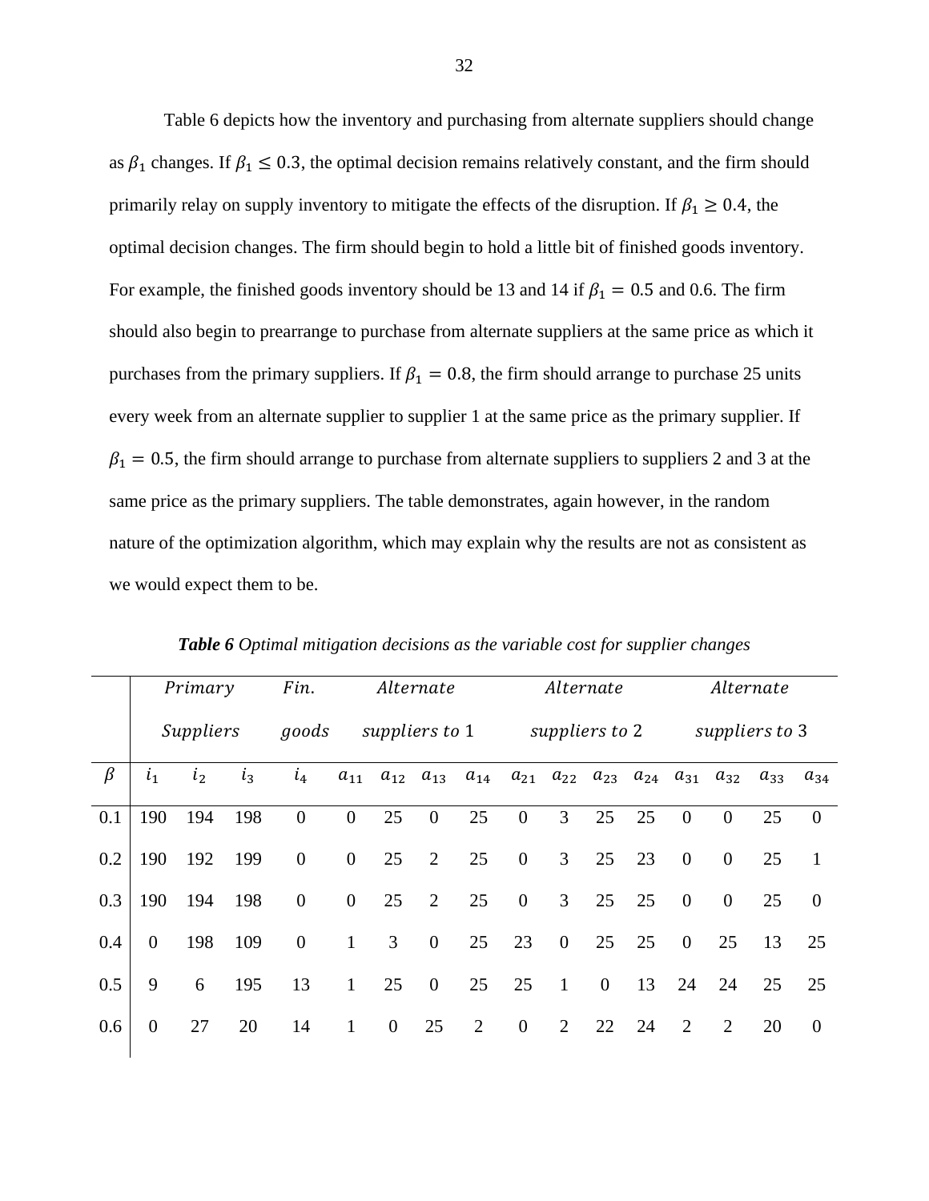Table 6 depicts how the inventory and purchasing from alternate suppliers should change as $\beta_1$ changes. If $\beta_1 \leq 0.3$, the optimal decision remains relatively constant, and the firm should primarily relay on supply inventory to mitigate the effects of the disruption. If $\beta_1 \geq 0.4$, the optimal decision changes. The firm should begin to hold a little bit of finished goods inventory. For example, the finished goods inventory should be 13 and 14 if $\beta_1 = 0.5$ and 0.6. The firm should also begin to prearrange to purchase from alternate suppliers at the same price as which it purchases from the primary suppliers. If $\beta_1 = 0.8$, the firm should arrange to purchase 25 units every week from an alternate supplier to supplier 1 at the same price as the primary supplier. If $\beta_1 = 0.5$, the firm should arrange to purchase from alternate suppliers to suppliers 2 and 3 at the same price as the primary suppliers. The table demonstrates, again however, in the random nature of the optimization algorithm, which may explain why the results are not as consistent as we would expect them to be.

***Table 6*** *Optimal mitigation decisions as the variable cost for supplier changes*

| | *Primary Suppliers* | | | *Fin. goods* | *Alternate suppliers to* 1 | | | | *Alternate suppliers to* 2 | | | | *Alternate suppliers to* 3 | | | |
|---|---|---|---|---|---|---|---|---|---|---|---|---|---|---|---|---|
| $\beta$ | $i_1$ | $i_2$ | $i_3$ | $i_4$ | $a_{11}$ | $a_{12}$ | $a_{13}$ | $a_{14}$ | $a_{21}$ | $a_{22}$ | $a_{23}$ | $a_{24}$ | $a_{31}$ | $a_{32}$ | $a_{33}$ | $a_{34}$ |
| 0.1 | 190 | 194 | 198 | 0 | 0 | 25 | 0 | 25 | 0 | 3 | 25 | 25 | 0 | 0 | 25 | 0 |
| 0.2 | 190 | 192 | 199 | 0 | 0 | 25 | 2 | 25 | 0 | 3 | 25 | 23 | 0 | 0 | 25 | 1 |
| 0.3 | 190 | 194 | 198 | 0 | 0 | 25 | 2 | 25 | 0 | 3 | 25 | 25 | 0 | 0 | 25 | 0 |
| 0.4 | 0 | 198 | 109 | 0 | 1 | 3 | 0 | 25 | 23 | 0 | 25 | 25 | 0 | 25 | 13 | 25 |
| 0.5 | 9 | 6 | 195 | 13 | 1 | 25 | 0 | 25 | 25 | 1 | 0 | 13 | 24 | 24 | 25 | 25 |
| 0.6 | 0 | 27 | 20 | 14 | 1 | 0 | 25 | 2 | 0 | 2 | 22 | 24 | 2 | 2 | 20 | 0 |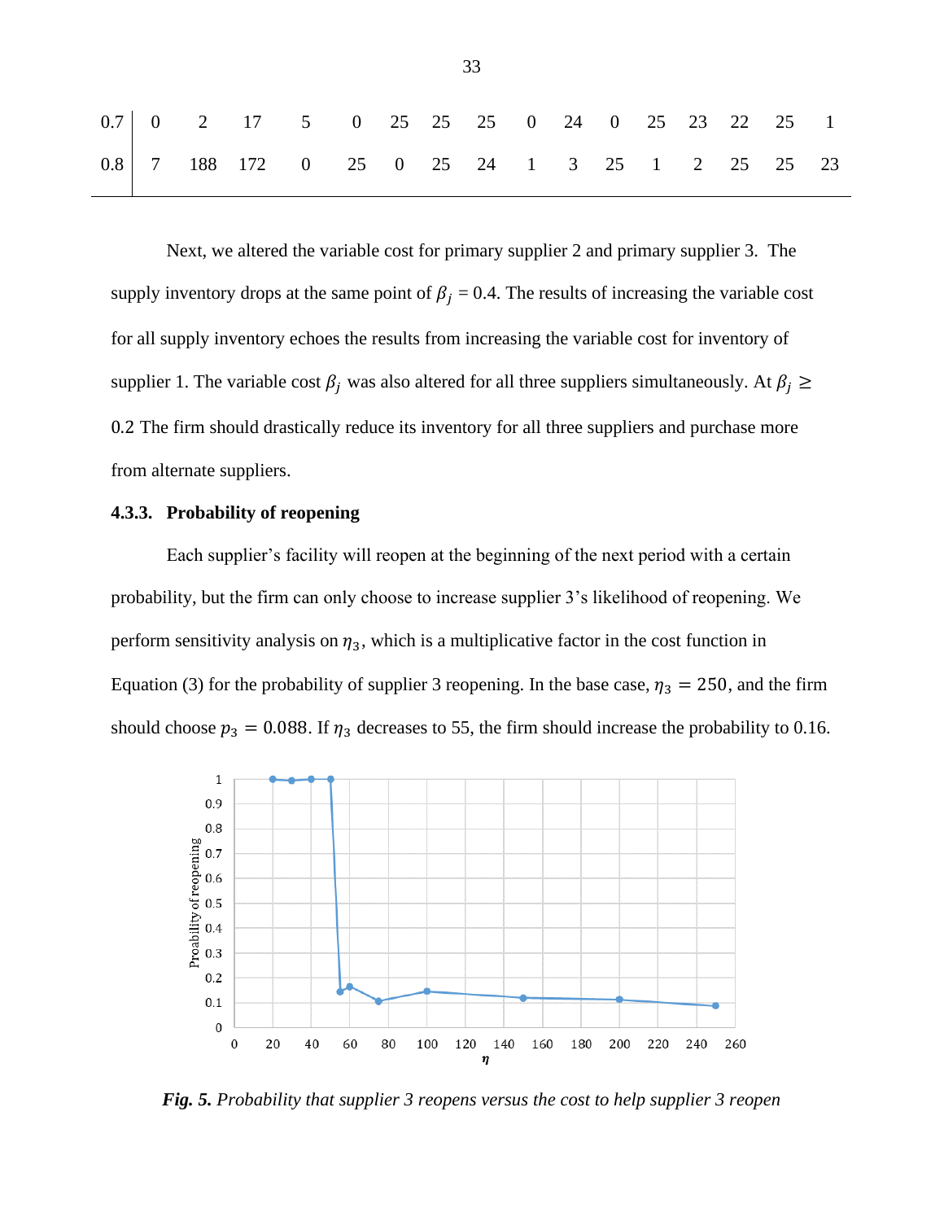| | | | | | | | | | | | | | | | | |
|---|---|---|---|---|---|---|---|---|---|---|---|---|---|---|---|---|
| 0.7 | 0 | 2 | 17 | 5 | 0 | 25 | 25 | 25 | 0 | 24 | 0 | 25 | 23 | 22 | 25 | 1 |
| 0.8 | 7 | 188 | 172 | 0 | 25 | 0 | 25 | 24 | 1 | 3 | 25 | 1 | 2 | 25 | 25 | 23 |

Next, we altered the variable cost for primary supplier 2 and primary supplier 3. The supply inventory drops at the same point of $\beta_j$ = 0.4. The results of increasing the variable cost for all supply inventory echoes the results from increasing the variable cost for inventory of supplier 1. The variable cost $\beta_j$ was also altered for all three suppliers simultaneously. At $\beta_j \geq$ 0.2 The firm should drastically reduce its inventory for all three suppliers and purchase more from alternate suppliers.

### 4.3.3. Probability of reopening

Each supplier's facility will reopen at the beginning of the next period with a certain probability, but the firm can only choose to increase supplier 3's likelihood of reopening. We perform sensitivity analysis on $\eta_3$, which is a multiplicative factor in the cost function in Equation (3) for the probability of supplier 3 reopening. In the base case, $\eta_3 = 250$, and the firm should choose $p_3 = 0.088$. If $\eta_3$ decreases to 55, the firm should increase the probability to 0.16.

*Fig. 5. Probability that supplier 3 reopens versus the cost to help supplier 3 reopen*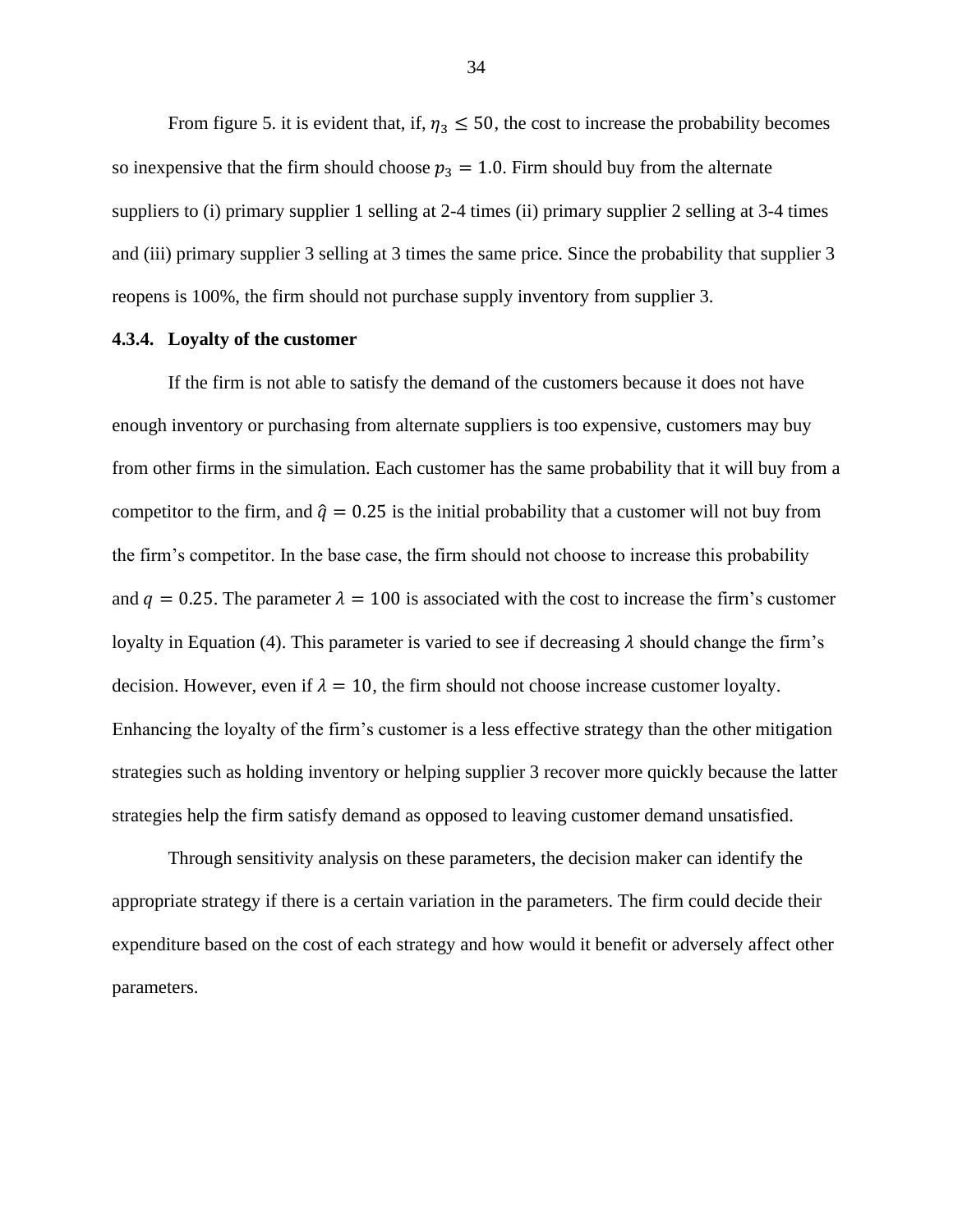From figure 5. it is evident that, if, $\eta_3 \leq 50$, the cost to increase the probability becomes so inexpensive that the firm should choose $p_3 = 1.0$. Firm should buy from the alternate suppliers to (i) primary supplier 1 selling at 2-4 times (ii) primary supplier 2 selling at 3-4 times and (iii) primary supplier 3 selling at 3 times the same price. Since the probability that supplier 3 reopens is 100%, the firm should not purchase supply inventory from supplier 3.

### 4.3.4. Loyalty of the customer

If the firm is not able to satisfy the demand of the customers because it does not have enough inventory or purchasing from alternate suppliers is too expensive, customers may buy from other firms in the simulation. Each customer has the same probability that it will buy from a competitor to the firm, and $\hat{q} = 0.25$ is the initial probability that a customer will not buy from the firm's competitor. In the base case, the firm should not choose to increase this probability and $q = 0.25$. The parameter $\lambda = 100$ is associated with the cost to increase the firm's customer loyalty in Equation (4). This parameter is varied to see if decreasing $\lambda$ should change the firm's decision. However, even if $\lambda = 10$, the firm should not choose increase customer loyalty. Enhancing the loyalty of the firm's customer is a less effective strategy than the other mitigation strategies such as holding inventory or helping supplier 3 recover more quickly because the latter strategies help the firm satisfy demand as opposed to leaving customer demand unsatisfied.

Through sensitivity analysis on these parameters, the decision maker can identify the appropriate strategy if there is a certain variation in the parameters. The firm could decide their expenditure based on the cost of each strategy and how would it benefit or adversely affect other parameters.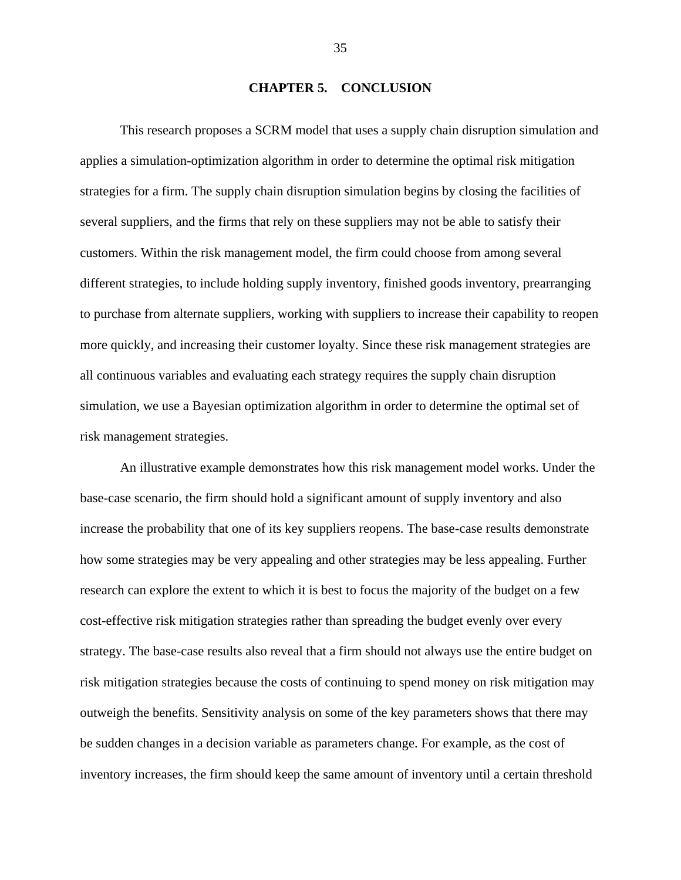# CHAPTER 5. CONCLUSION

This research proposes a SCRM model that uses a supply chain disruption simulation and applies a simulation-optimization algorithm in order to determine the optimal risk mitigation strategies for a firm. The supply chain disruption simulation begins by closing the facilities of several suppliers, and the firms that rely on these suppliers may not be able to satisfy their customers. Within the risk management model, the firm could choose from among several different strategies, to include holding supply inventory, finished goods inventory, prearranging to purchase from alternate suppliers, working with suppliers to increase their capability to reopen more quickly, and increasing their customer loyalty. Since these risk management strategies are all continuous variables and evaluating each strategy requires the supply chain disruption simulation, we use a Bayesian optimization algorithm in order to determine the optimal set of risk management strategies.

An illustrative example demonstrates how this risk management model works. Under the base-case scenario, the firm should hold a significant amount of supply inventory and also increase the probability that one of its key suppliers reopens. The base-case results demonstrate how some strategies may be very appealing and other strategies may be less appealing. Further research can explore the extent to which it is best to focus the majority of the budget on a few cost-effective risk mitigation strategies rather than spreading the budget evenly over every strategy. The base-case results also reveal that a firm should not always use the entire budget on risk mitigation strategies because the costs of continuing to spend money on risk mitigation may outweigh the benefits. Sensitivity analysis on some of the key parameters shows that there may be sudden changes in a decision variable as parameters change. For example, as the cost of inventory increases, the firm should keep the same amount of inventory until a certain threshold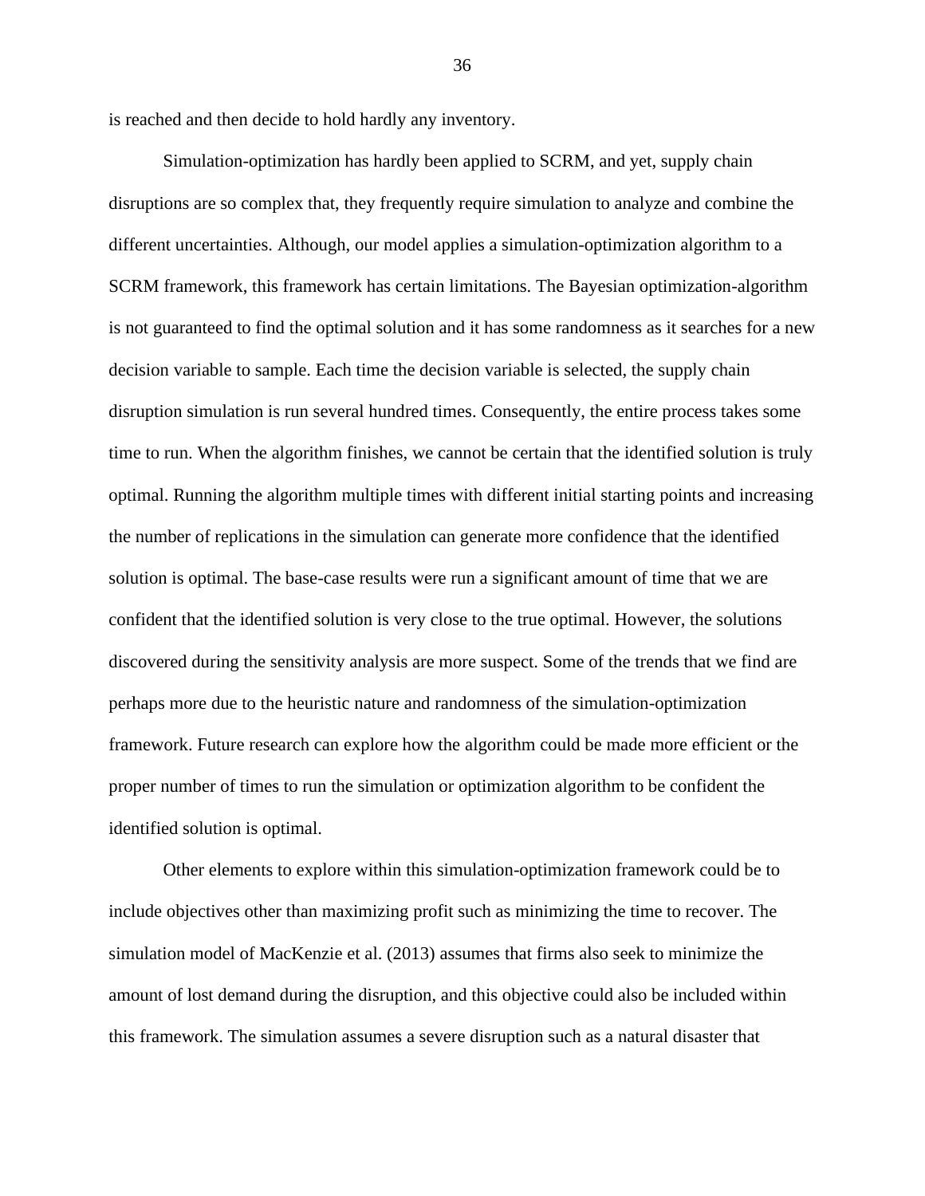is reached and then decide to hold hardly any inventory.

Simulation-optimization has hardly been applied to SCRM, and yet, supply chain disruptions are so complex that, they frequently require simulation to analyze and combine the different uncertainties. Although, our model applies a simulation-optimization algorithm to a SCRM framework, this framework has certain limitations. The Bayesian optimization-algorithm is not guaranteed to find the optimal solution and it has some randomness as it searches for a new decision variable to sample. Each time the decision variable is selected, the supply chain disruption simulation is run several hundred times. Consequently, the entire process takes some time to run. When the algorithm finishes, we cannot be certain that the identified solution is truly optimal. Running the algorithm multiple times with different initial starting points and increasing the number of replications in the simulation can generate more confidence that the identified solution is optimal. The base-case results were run a significant amount of time that we are confident that the identified solution is very close to the true optimal. However, the solutions discovered during the sensitivity analysis are more suspect. Some of the trends that we find are perhaps more due to the heuristic nature and randomness of the simulation-optimization framework. Future research can explore how the algorithm could be made more efficient or the proper number of times to run the simulation or optimization algorithm to be confident the identified solution is optimal.

Other elements to explore within this simulation-optimization framework could be to include objectives other than maximizing profit such as minimizing the time to recover. The simulation model of MacKenzie et al. (2013) assumes that firms also seek to minimize the amount of lost demand during the disruption, and this objective could also be included within this framework. The simulation assumes a severe disruption such as a natural disaster that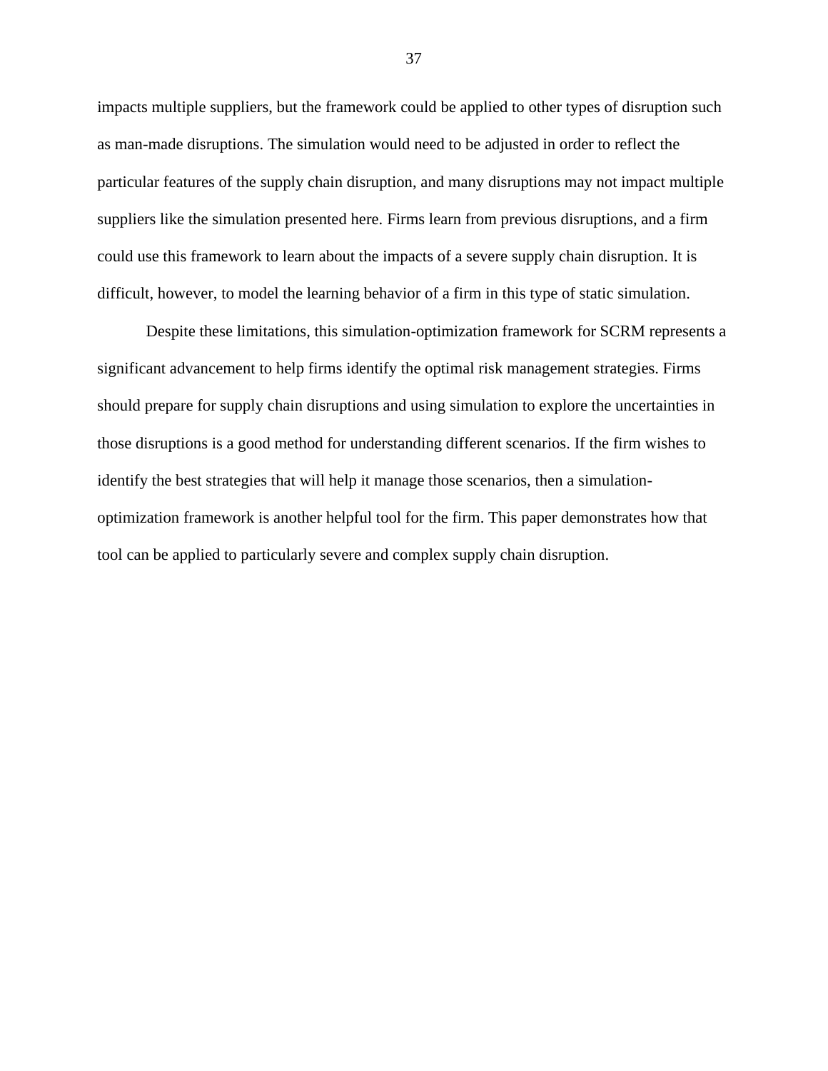impacts multiple suppliers, but the framework could be applied to other types of disruption such as man-made disruptions. The simulation would need to be adjusted in order to reflect the particular features of the supply chain disruption, and many disruptions may not impact multiple suppliers like the simulation presented here. Firms learn from previous disruptions, and a firm could use this framework to learn about the impacts of a severe supply chain disruption. It is difficult, however, to model the learning behavior of a firm in this type of static simulation.

Despite these limitations, this simulation-optimization framework for SCRM represents a significant advancement to help firms identify the optimal risk management strategies. Firms should prepare for supply chain disruptions and using simulation to explore the uncertainties in those disruptions is a good method for understanding different scenarios. If the firm wishes to identify the best strategies that will help it manage those scenarios, then a simulation-optimization framework is another helpful tool for the firm. This paper demonstrates how that tool can be applied to particularly severe and complex supply chain disruption.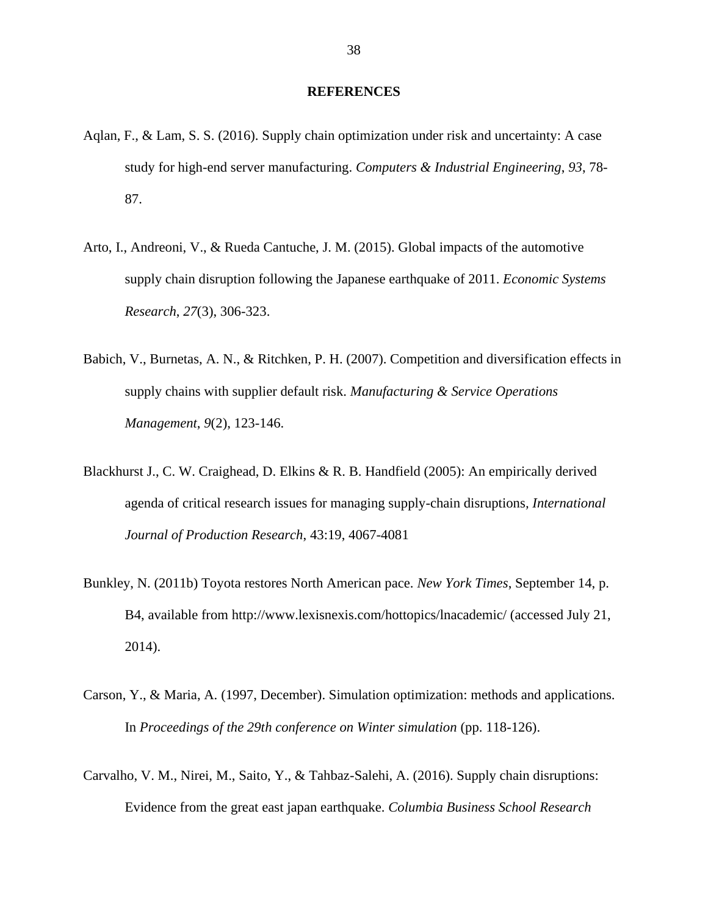# REFERENCES

Aqlan, F., & Lam, S. S. (2016). Supply chain optimization under risk and uncertainty: A case study for high-end server manufacturing. *Computers & Industrial Engineering*, *93*, 78-87.

Arto, I., Andreoni, V., & Rueda Cantuche, J. M. (2015). Global impacts of the automotive supply chain disruption following the Japanese earthquake of 2011. *Economic Systems Research*, *27*(3), 306-323.

Babich, V., Burnetas, A. N., & Ritchken, P. H. (2007). Competition and diversification effects in supply chains with supplier default risk. *Manufacturing & Service Operations Management*, *9*(2), 123-146.

Blackhurst J., C. W. Craighead, D. Elkins & R. B. Handfield (2005): An empirically derived agenda of critical research issues for managing supply-chain disruptions*, International Journal of Production Research*, 43:19, 4067-4081

Bunkley, N. (2011b) Toyota restores North American pace. *New York Times*, September 14, p. B4, available from http://www.lexisnexis.com/hottopics/lnacademic/ (accessed July 21, 2014).

Carson, Y., & Maria, A. (1997, December). Simulation optimization: methods and applications. In *Proceedings of the 29th conference on Winter simulation* (pp. 118-126).

Carvalho, V. M., Nirei, M., Saito, Y., & Tahbaz-Salehi, A. (2016). Supply chain disruptions: Evidence from the great east japan earthquake. *Columbia Business School Research*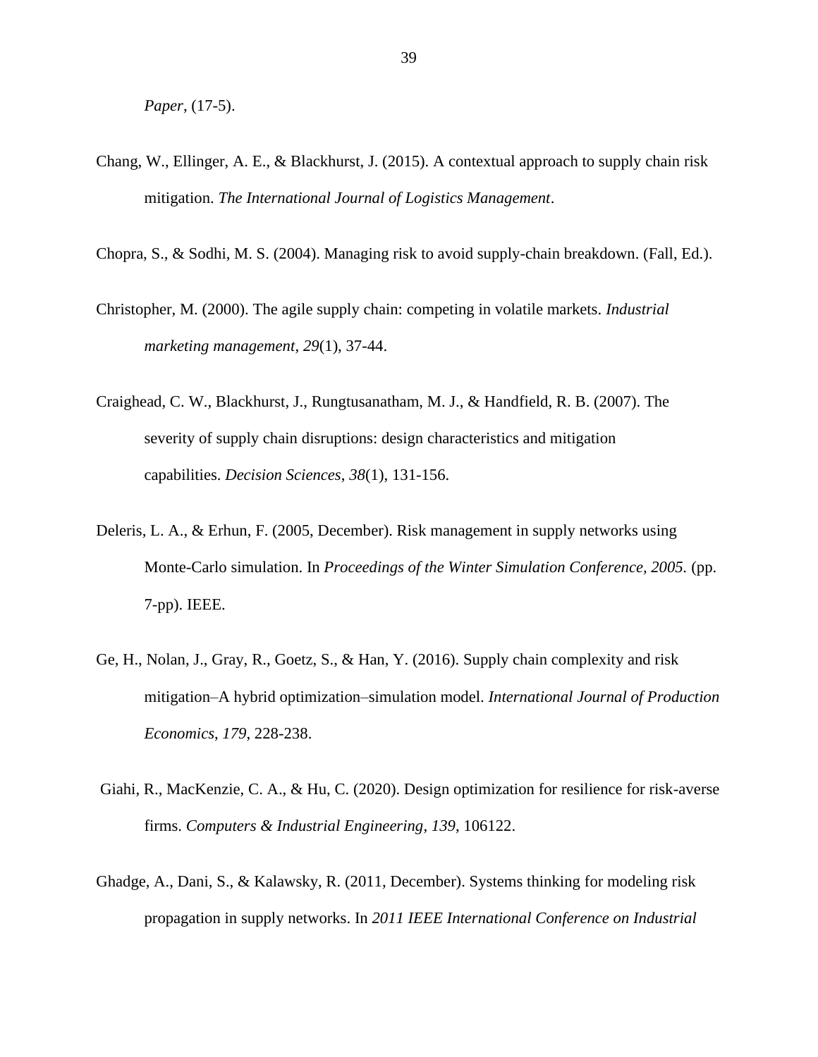*Paper*, (17-5).

Chang, W., Ellinger, A. E., & Blackhurst, J. (2015). A contextual approach to supply chain risk mitigation. *The International Journal of Logistics Management*.

Chopra, S., & Sodhi, M. S. (2004). Managing risk to avoid supply-chain breakdown. (Fall, Ed.).

Christopher, M. (2000). The agile supply chain: competing in volatile markets. *Industrial marketing management*, *29*(1), 37-44.

Craighead, C. W., Blackhurst, J., Rungtusanatham, M. J., & Handfield, R. B. (2007). The severity of supply chain disruptions: design characteristics and mitigation capabilities. *Decision Sciences*, *38*(1), 131-156.

Deleris, L. A., & Erhun, F. (2005, December). Risk management in supply networks using Monte-Carlo simulation. In *Proceedings of the Winter Simulation Conference, 2005.* (pp. 7-pp). IEEE.

Ge, H., Nolan, J., Gray, R., Goetz, S., & Han, Y. (2016). Supply chain complexity and risk mitigation–A hybrid optimization–simulation model. *International Journal of Production Economics*, *179*, 228-238.

Giahi, R., MacKenzie, C. A., & Hu, C. (2020). Design optimization for resilience for risk-averse firms. *Computers & Industrial Engineering*, *139*, 106122.

Ghadge, A., Dani, S., & Kalawsky, R. (2011, December). Systems thinking for modeling risk propagation in supply networks. In *2011 IEEE International Conference on Industrial*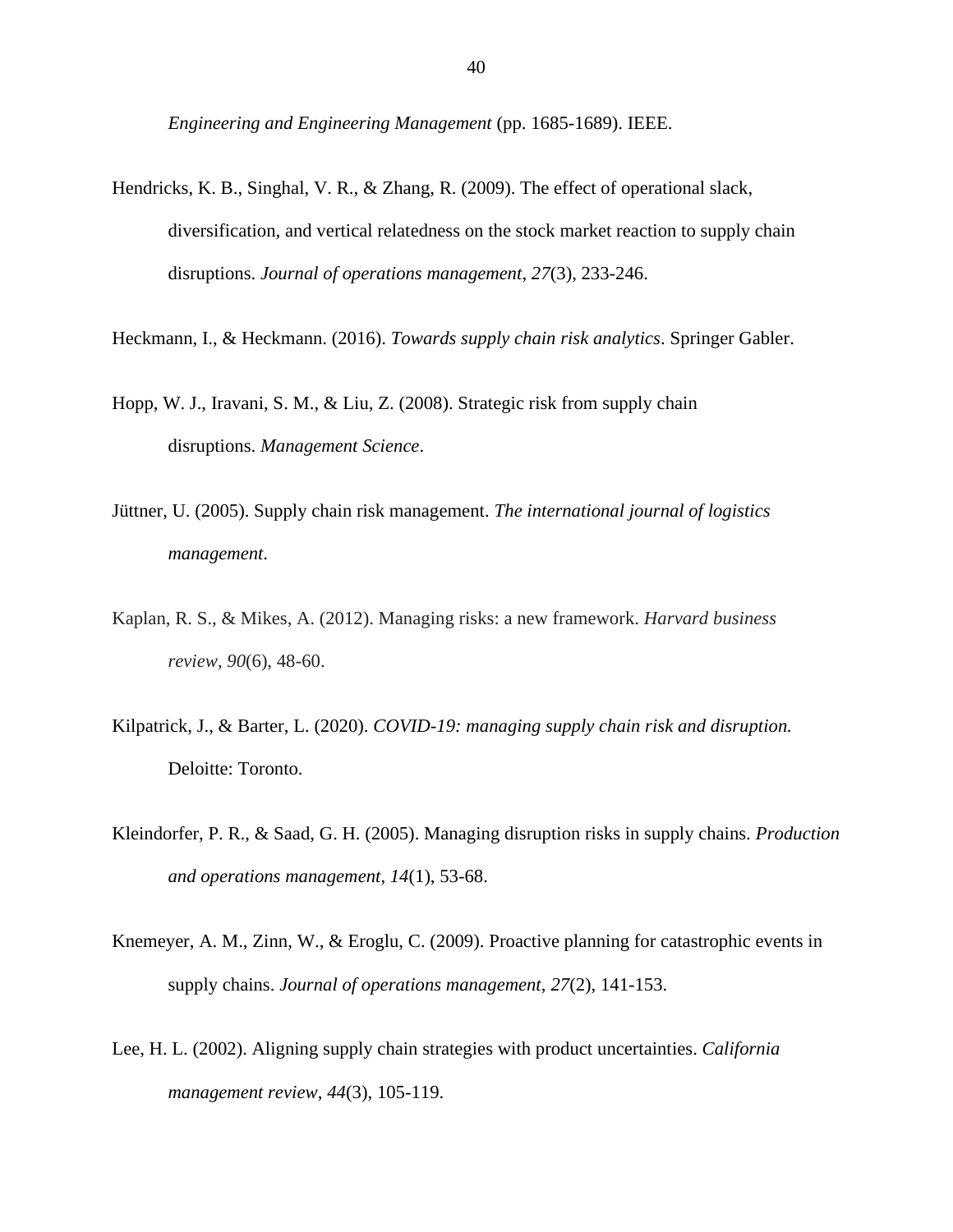*Engineering and Engineering Management* (pp. 1685-1689). IEEE.

Hendricks, K. B., Singhal, V. R., & Zhang, R. (2009). The effect of operational slack, diversification, and vertical relatedness on the stock market reaction to supply chain disruptions. *Journal of operations management*, *27*(3), 233-246.

Heckmann, I., & Heckmann. (2016). *Towards supply chain risk analytics*. Springer Gabler.

Hopp, W. J., Iravani, S. M., & Liu, Z. (2008). Strategic risk from supply chain disruptions. *Management Science*.

Jüttner, U. (2005). Supply chain risk management. *The international journal of logistics management*.

Kaplan, R. S., & Mikes, A. (2012). Managing risks: a new framework. *Harvard business review*, *90*(6), 48-60.

Kilpatrick, J., & Barter, L. (2020). *COVID-19: managing supply chain risk and disruption.* Deloitte: Toronto.

Kleindorfer, P. R., & Saad, G. H. (2005). Managing disruption risks in supply chains. *Production and operations management*, *14*(1), 53-68.

Knemeyer, A. M., Zinn, W., & Eroglu, C. (2009). Proactive planning for catastrophic events in supply chains. *Journal of operations management*, *27*(2), 141-153.

Lee, H. L. (2002). Aligning supply chain strategies with product uncertainties. *California management review*, *44*(3), 105-119.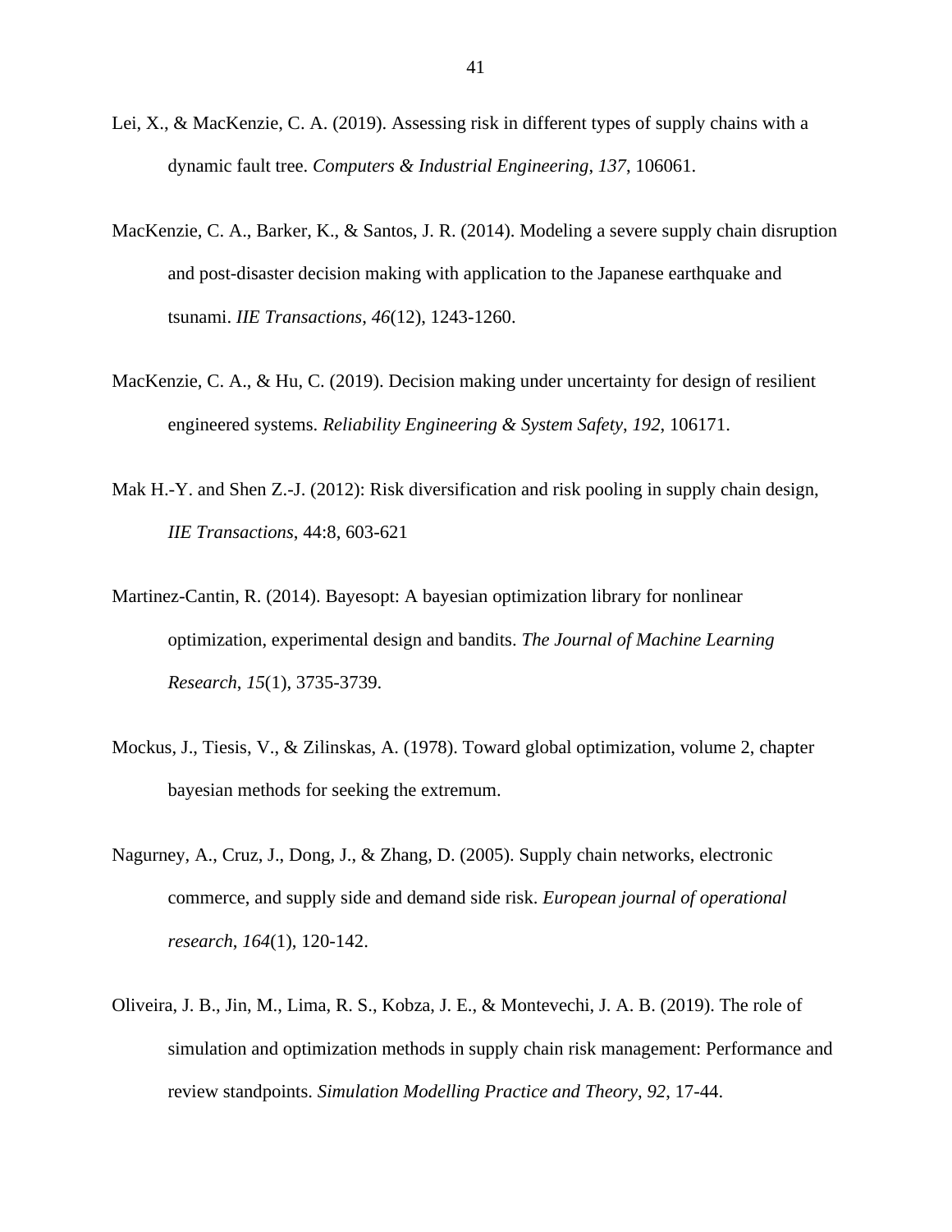Lei, X., & MacKenzie, C. A. (2019). Assessing risk in different types of supply chains with a dynamic fault tree. *Computers & Industrial Engineering*, *137*, 106061.

MacKenzie, C. A., Barker, K., & Santos, J. R. (2014). Modeling a severe supply chain disruption and post-disaster decision making with application to the Japanese earthquake and tsunami. *IIE Transactions*, *46*(12), 1243-1260.

MacKenzie, C. A., & Hu, C. (2019). Decision making under uncertainty for design of resilient engineered systems. *Reliability Engineering & System Safety*, *192*, 106171.

Mak H.-Y. and Shen Z.-J. (2012): Risk diversification and risk pooling in supply chain design, *IIE Transactions*, 44:8, 603-621

Martinez-Cantin, R. (2014). Bayesopt: A bayesian optimization library for nonlinear optimization, experimental design and bandits. *The Journal of Machine Learning Research*, *15*(1), 3735-3739.

Mockus, J., Tiesis, V., & Zilinskas, A. (1978). Toward global optimization, volume 2, chapter bayesian methods for seeking the extremum.

Nagurney, A., Cruz, J., Dong, J., & Zhang, D. (2005). Supply chain networks, electronic commerce, and supply side and demand side risk. *European journal of operational research*, *164*(1), 120-142.

Oliveira, J. B., Jin, M., Lima, R. S., Kobza, J. E., & Montevechi, J. A. B. (2019). The role of simulation and optimization methods in supply chain risk management: Performance and review standpoints. *Simulation Modelling Practice and Theory*, *92*, 17-44.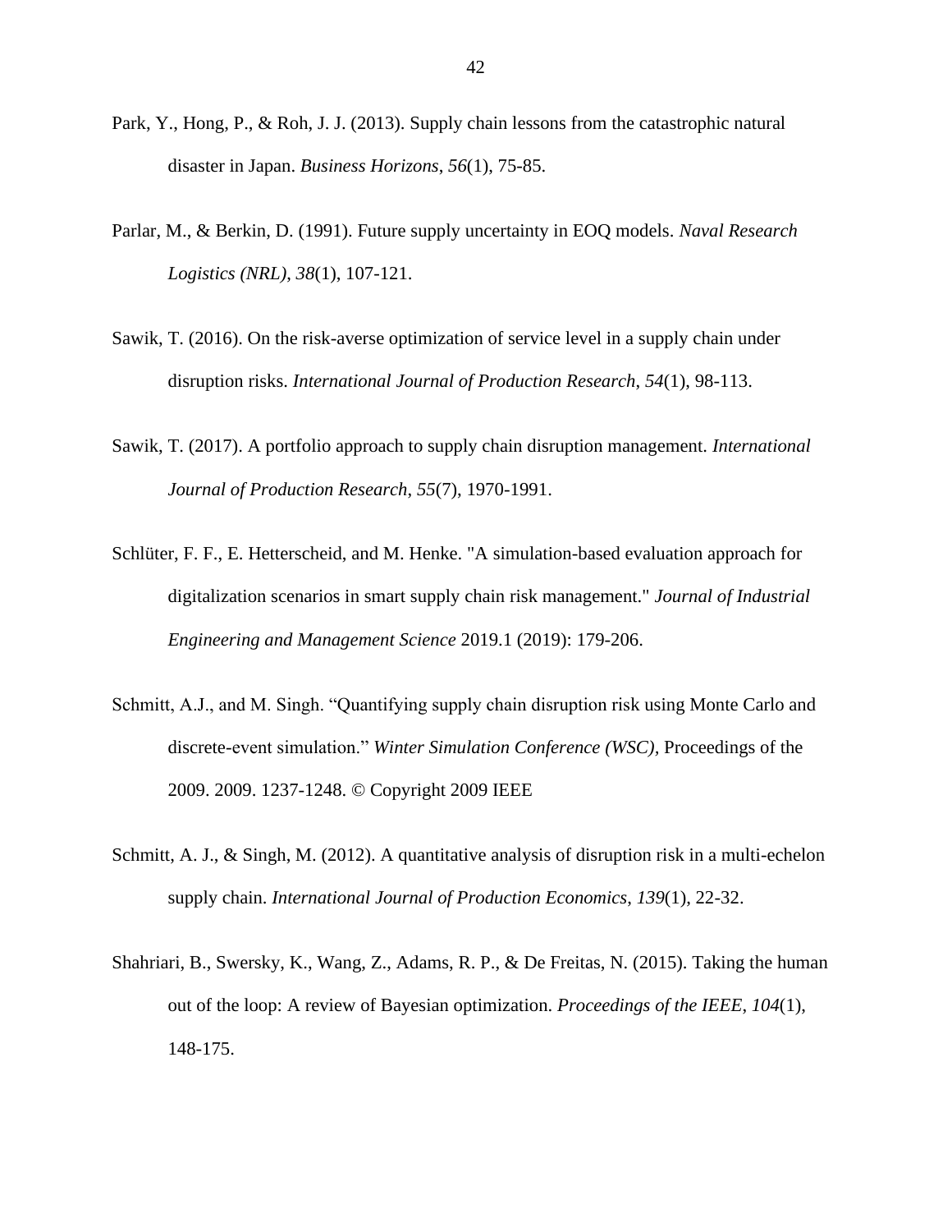Park, Y., Hong, P., & Roh, J. J. (2013). Supply chain lessons from the catastrophic natural disaster in Japan. *Business Horizons*, *56*(1), 75-85.

Parlar, M., & Berkin, D. (1991). Future supply uncertainty in EOQ models. *Naval Research Logistics (NRL)*, *38*(1), 107-121.

Sawik, T. (2016). On the risk-averse optimization of service level in a supply chain under disruption risks. *International Journal of Production Research*, *54*(1), 98-113.

Sawik, T. (2017). A portfolio approach to supply chain disruption management. *International Journal of Production Research*, *55*(7), 1970-1991.

Schlüter, F. F., E. Hetterscheid, and M. Henke. "A simulation-based evaluation approach for digitalization scenarios in smart supply chain risk management." *Journal of Industrial Engineering and Management Science* 2019.1 (2019): 179-206.

Schmitt, A.J., and M. Singh. "Quantifying supply chain disruption risk using Monte Carlo and discrete-event simulation." *Winter Simulation Conference (WSC),* Proceedings of the 2009. 2009. 1237-1248. © Copyright 2009 IEEE

Schmitt, A. J., & Singh, M. (2012). A quantitative analysis of disruption risk in a multi-echelon supply chain. *International Journal of Production Economics*, *139*(1), 22-32.

Shahriari, B., Swersky, K., Wang, Z., Adams, R. P., & De Freitas, N. (2015). Taking the human out of the loop: A review of Bayesian optimization. *Proceedings of the IEEE*, *104*(1), 148-175.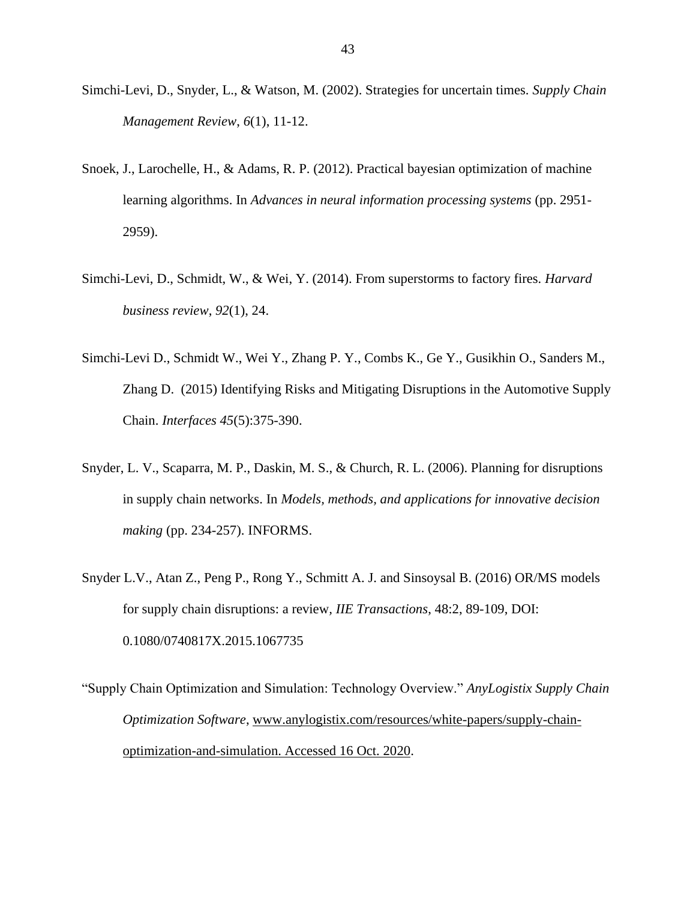Simchi-Levi, D., Snyder, L., & Watson, M. (2002). Strategies for uncertain times. *Supply Chain Management Review*, *6*(1), 11-12.

Snoek, J., Larochelle, H., & Adams, R. P. (2012). Practical bayesian optimization of machine learning algorithms. In *Advances in neural information processing systems* (pp. 2951-2959).

Simchi-Levi, D., Schmidt, W., & Wei, Y. (2014). From superstorms to factory fires. *Harvard business review*, *92*(1), 24.

Simchi-Levi D., Schmidt W., Wei Y., Zhang P. Y., Combs K., Ge Y., Gusikhin O., Sanders M., Zhang D. (2015) Identifying Risks and Mitigating Disruptions in the Automotive Supply Chain. *Interfaces 45*(5):375-390.

Snyder, L. V., Scaparra, M. P., Daskin, M. S., & Church, R. L. (2006). Planning for disruptions in supply chain networks. In *Models, methods, and applications for innovative decision making* (pp. 234-257). INFORMS.

Snyder L.V., Atan Z., Peng P., Rong Y., Schmitt A. J. and Sinsoysal B. (2016) OR/MS models for supply chain disruptions: a review, *IIE Transactions*, 48:2, 89-109, DOI: 0.1080/0740817X.2015.1067735

"Supply Chain Optimization and Simulation: Technology Overview." *AnyLogistix Supply Chain Optimization Software*, www.anylogistix.com/resources/white-papers/supply-chain-optimization-and-simulation. Accessed 16 Oct. 2020.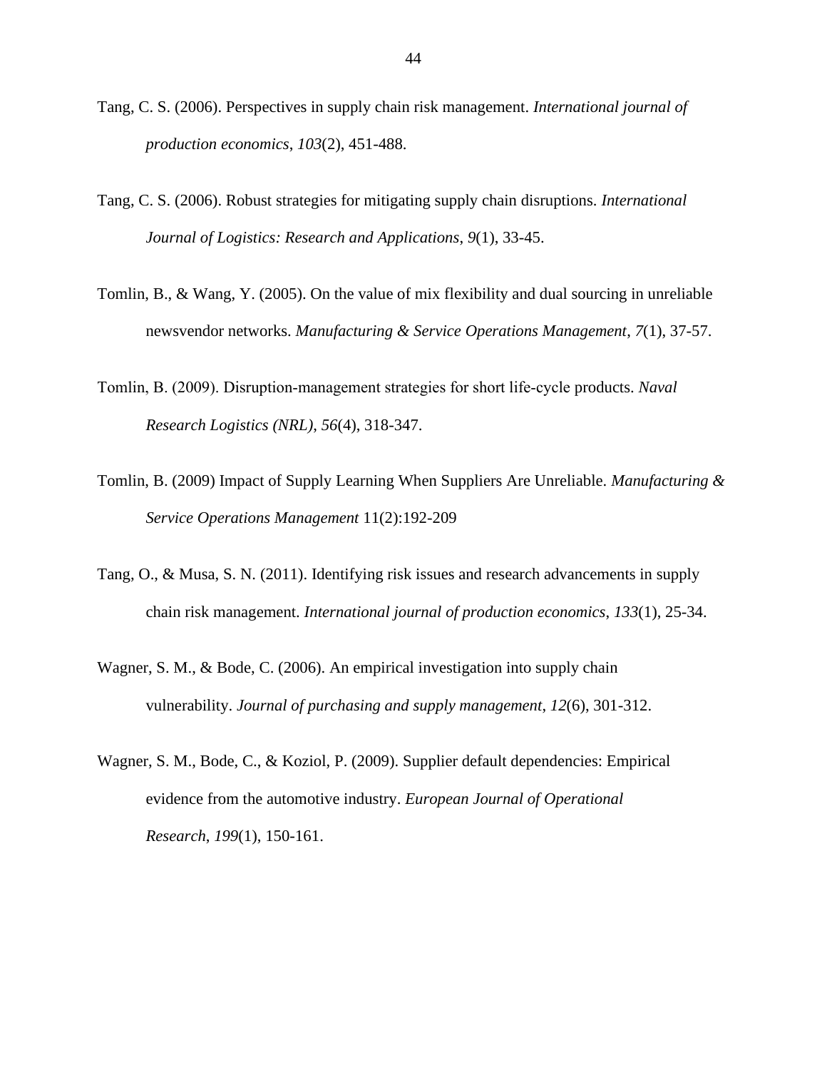Tang, C. S. (2006). Perspectives in supply chain risk management. *International journal of production economics*, *103*(2), 451-488.

Tang, C. S. (2006). Robust strategies for mitigating supply chain disruptions. *International Journal of Logistics: Research and Applications*, *9*(1), 33-45.

Tomlin, B., & Wang, Y. (2005). On the value of mix flexibility and dual sourcing in unreliable newsvendor networks. *Manufacturing & Service Operations Management*, *7*(1), 37-57.

Tomlin, B. (2009). Disruption-management strategies for short life-cycle products. *Naval Research Logistics (NRL)*, *56*(4), 318-347.

Tomlin, B. (2009) Impact of Supply Learning When Suppliers Are Unreliable. *Manufacturing & Service Operations Management* 11(2):192-209

Tang, O., & Musa, S. N. (2011). Identifying risk issues and research advancements in supply chain risk management. *International journal of production economics*, *133*(1), 25-34.

Wagner, S. M., & Bode, C. (2006). An empirical investigation into supply chain vulnerability. *Journal of purchasing and supply management*, *12*(6), 301-312.

Wagner, S. M., Bode, C., & Koziol, P. (2009). Supplier default dependencies: Empirical evidence from the automotive industry. *European Journal of Operational Research*, *199*(1), 150-161.